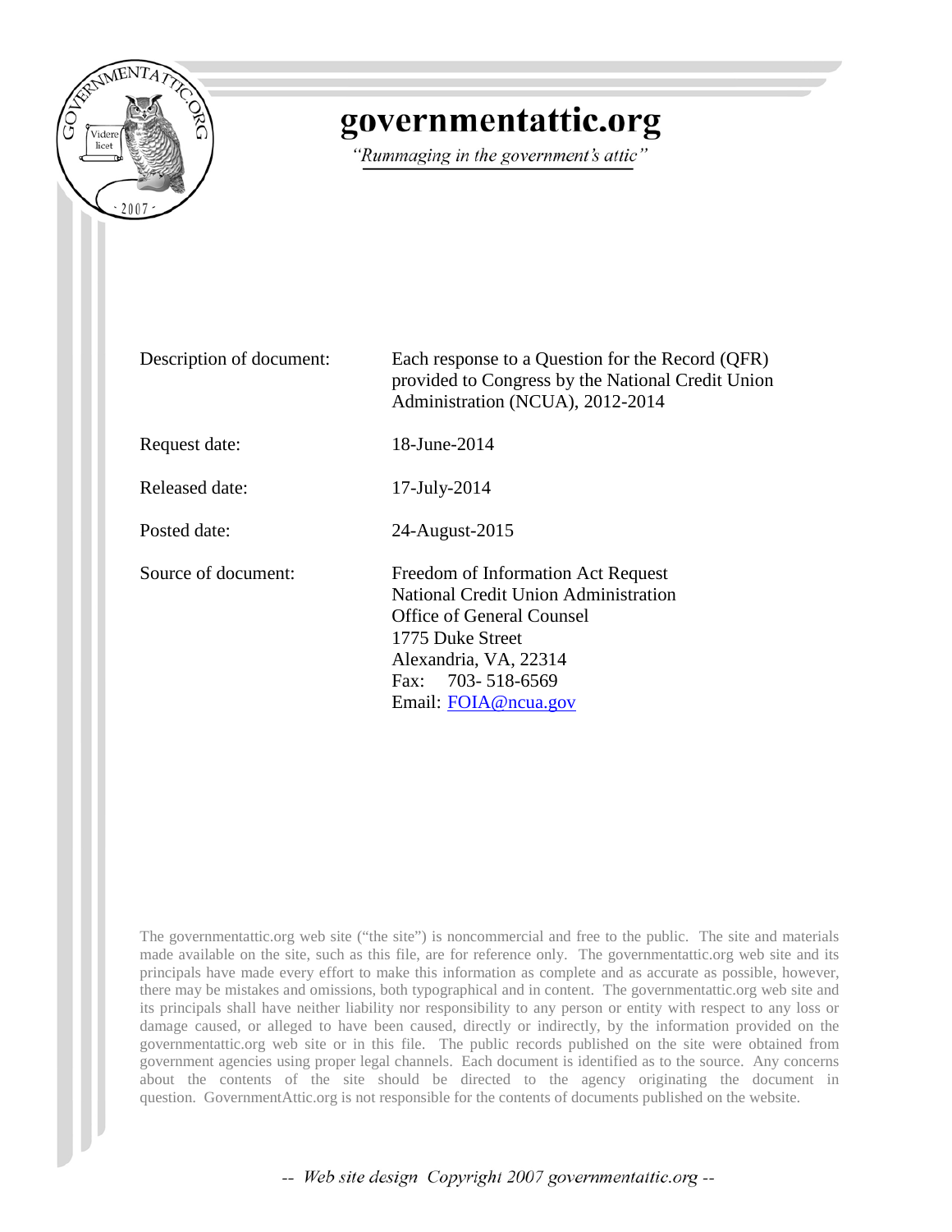# governmentattic.org

*"Rummaging in the government's attic"*

| | |
|---|---|
| Description of document: | Each response to a Question for the Record (QFR) provided to Congress by the National Credit Union Administration (NCUA), 2012-2014 |
| Request date: | 18-June-2014 |
| Released date: | 17-July-2014 |
| Posted date: | 24-August-2015 |
| Source of document: | Freedom of Information Act Request<br>National Credit Union Administration<br>Office of General Counsel<br>1775 Duke Street<br>Alexandria, VA, 22314<br>Fax: 703- 518-6569<br>Email: FOIA@ncua.gov |

The governmentattic.org web site ("the site") is noncommercial and free to the public. The site and materials made available on the site, such as this file, are for reference only. The governmentattic.org web site and its principals have made every effort to make this information as complete and as accurate as possible, however, there may be mistakes and omissions, both typographical and in content. The governmentattic.org web site and its principals shall have neither liability nor responsibility to any person or entity with respect to any loss or damage caused, or alleged to have been caused, directly or indirectly, by the information provided on the governmentattic.org web site or in this file. The public records published on the site were obtained from government agencies using proper legal channels. Each document is identified as to the source. Any concerns about the contents of the site should be directed to the agency originating the document in question. GovernmentAttic.org is not responsible for the contents of documents published on the website.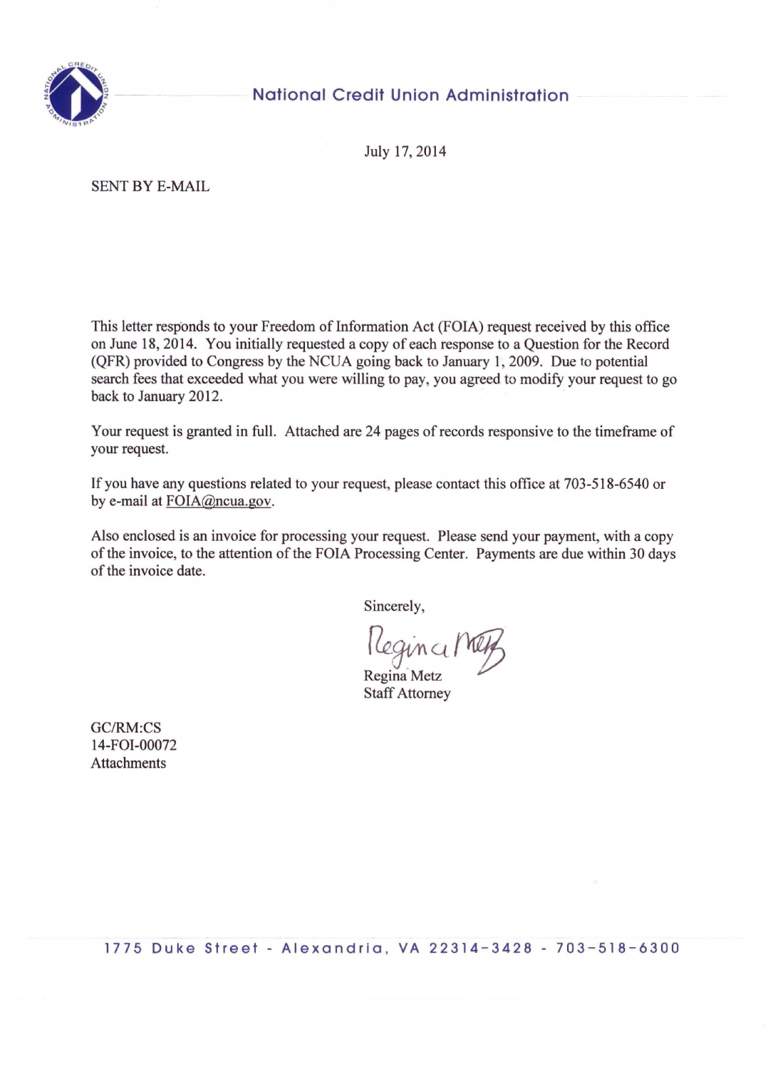National Credit Union Administration

July 17, 2014

SENT BY E-MAIL

This letter responds to your Freedom of Information Act (FOIA) request received by this office on June 18, 2014. You initially requested a copy of each response to a Question for the Record (QFR) provided to Congress by the NCUA going back to January 1, 2009. Due to potential search fees that exceeded what you were willing to pay, you agreed to modify your request to go back to January 2012.

Your request is granted in full. Attached are 24 pages of records responsive to the timeframe of your request.

If you have any questions related to your request, please contact this office at 703-518-6540 or by e-mail at FOIA@ncua.gov.

Also enclosed is an invoice for processing your request. Please send your payment, with a copy of the invoice, to the attention of the FOIA Processing Center. Payments are due within 30 days of the invoice date.

Sincerely,

Regina Metz
Staff Attorney

GC/RM:CS
14-FOI-00072
Attachments

1775 Duke Street - Alexandria, VA 22314-3428 - 703-518-6300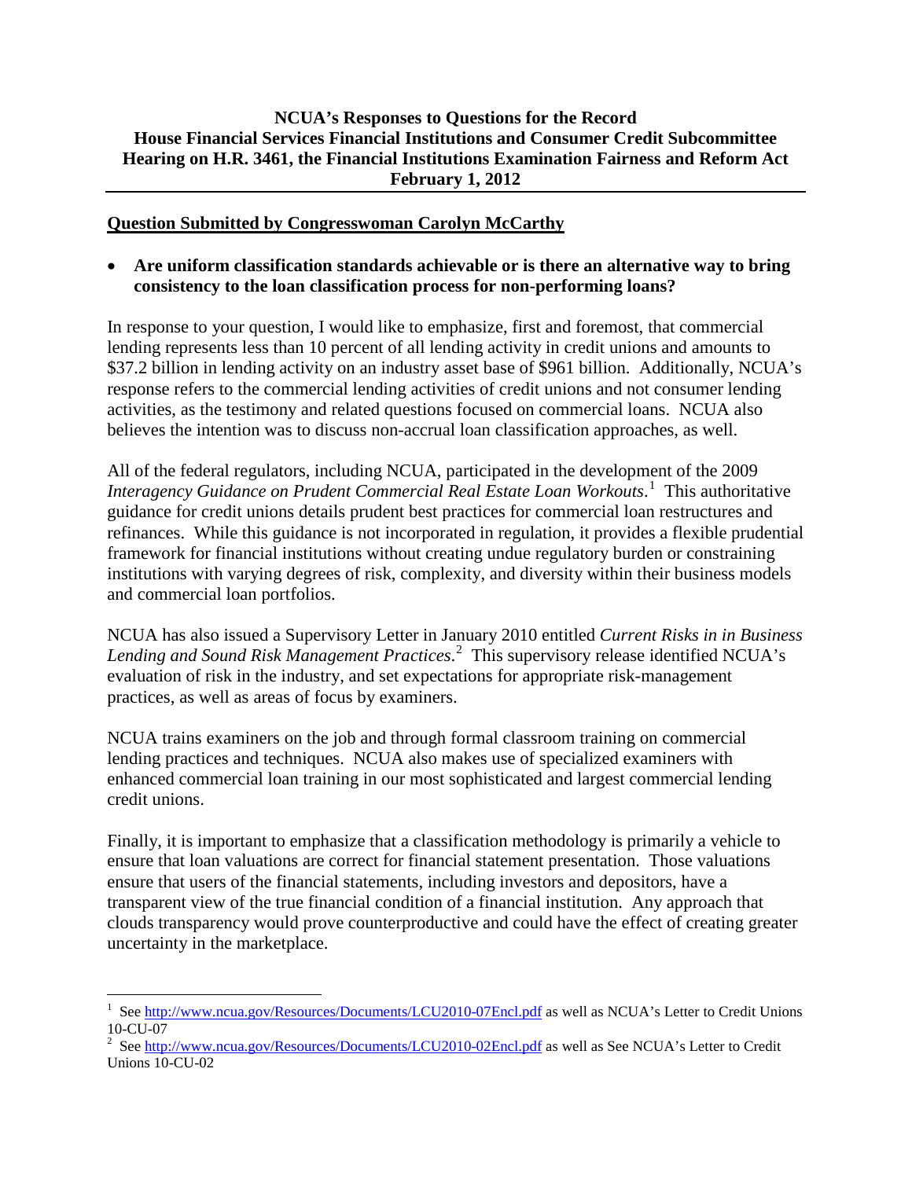**NCUA's Responses to Questions for the Record**
**House Financial Services Financial Institutions and Consumer Credit Subcommittee**
**Hearing on H.R. 3461, the Financial Institutions Examination Fairness and Reform Act**
**February 1, 2012**

---

**Question Submitted by Congresswoman Carolyn McCarthy**

- **Are uniform classification standards achievable or is there an alternative way to bring consistency to the loan classification process for non-performing loans?**

In response to your question, I would like to emphasize, first and foremost, that commercial lending represents less than 10 percent of all lending activity in credit unions and amounts to $37.2 billion in lending activity on an industry asset base of $961 billion. Additionally, NCUA's response refers to the commercial lending activities of credit unions and not consumer lending activities, as the testimony and related questions focused on commercial loans. NCUA also believes the intention was to discuss non-accrual loan classification approaches, as well.

All of the federal regulators, including NCUA, participated in the development of the 2009 *Interagency Guidance on Prudent Commercial Real Estate Loan Workouts*.[1] This authoritative guidance for credit unions details prudent best practices for commercial loan restructures and refinances. While this guidance is not incorporated in regulation, it provides a flexible prudential framework for financial institutions without creating undue regulatory burden or constraining institutions with varying degrees of risk, complexity, and diversity within their business models and commercial loan portfolios.

NCUA has also issued a Supervisory Letter in January 2010 entitled *Current Risks in in Business Lending and Sound Risk Management Practices*.[2] This supervisory release identified NCUA's evaluation of risk in the industry, and set expectations for appropriate risk-management practices, as well as areas of focus by examiners.

NCUA trains examiners on the job and through formal classroom training on commercial lending practices and techniques. NCUA also makes use of specialized examiners with enhanced commercial loan training in our most sophisticated and largest commercial lending credit unions.

Finally, it is important to emphasize that a classification methodology is primarily a vehicle to ensure that loan valuations are correct for financial statement presentation. Those valuations ensure that users of the financial statements, including investors and depositors, have a transparent view of the true financial condition of a financial institution. Any approach that clouds transparency would prove counterproductive and could have the effect of creating greater uncertainty in the marketplace.

---

[1] See http://www.ncua.gov/Resources/Documents/LCU2010-07Encl.pdf as well as NCUA's Letter to Credit Unions 10-CU-07

[2] See http://www.ncua.gov/Resources/Documents/LCU2010-02Encl.pdf as well as See NCUA's Letter to Credit Unions 10-CU-02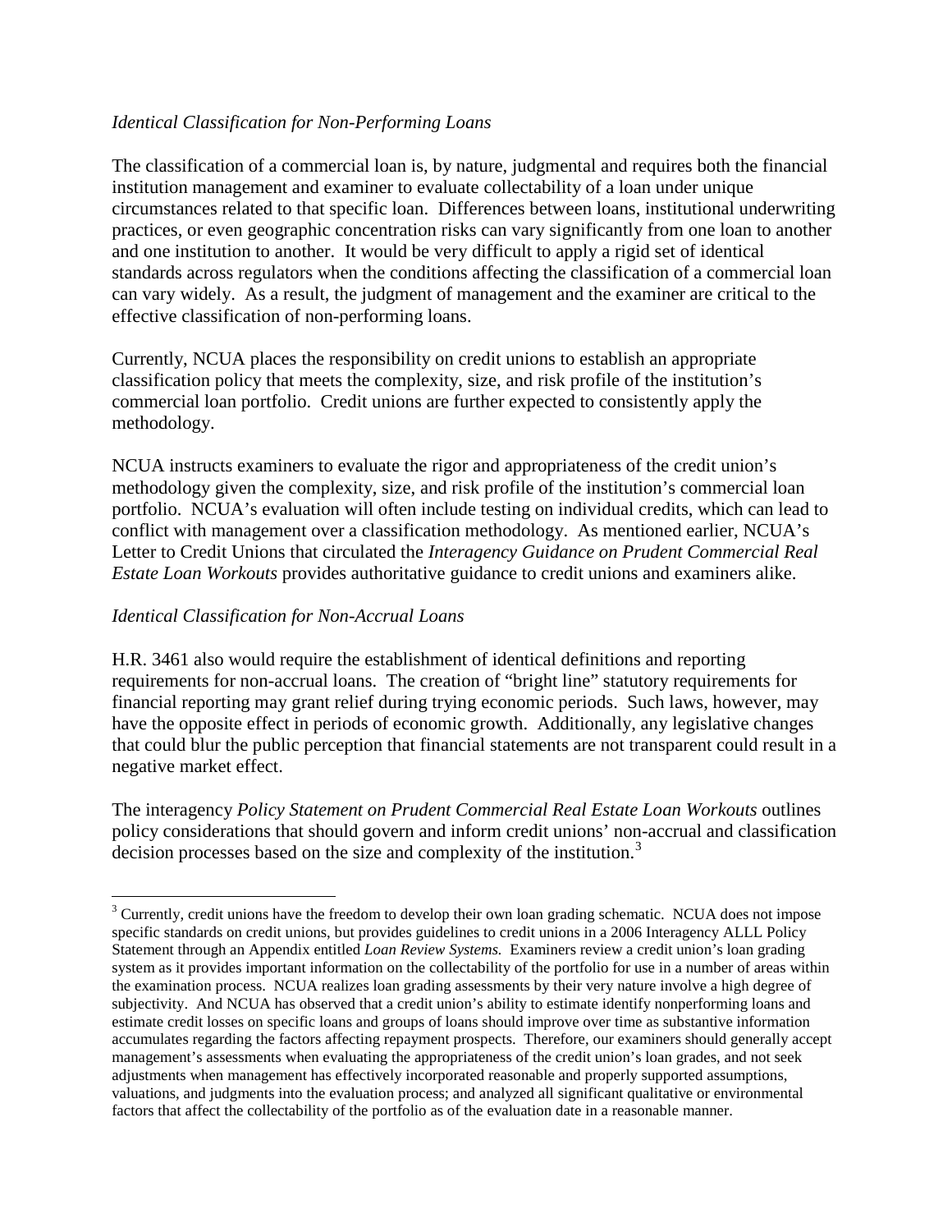*Identical Classification for Non-Performing Loans*

The classification of a commercial loan is, by nature, judgmental and requires both the financial institution management and examiner to evaluate collectability of a loan under unique circumstances related to that specific loan. Differences between loans, institutional underwriting practices, or even geographic concentration risks can vary significantly from one loan to another and one institution to another. It would be very difficult to apply a rigid set of identical standards across regulators when the conditions affecting the classification of a commercial loan can vary widely. As a result, the judgment of management and the examiner are critical to the effective classification of non-performing loans.

Currently, NCUA places the responsibility on credit unions to establish an appropriate classification policy that meets the complexity, size, and risk profile of the institution's commercial loan portfolio. Credit unions are further expected to consistently apply the methodology.

NCUA instructs examiners to evaluate the rigor and appropriateness of the credit union's methodology given the complexity, size, and risk profile of the institution's commercial loan portfolio. NCUA's evaluation will often include testing on individual credits, which can lead to conflict with management over a classification methodology. As mentioned earlier, NCUA's Letter to Credit Unions that circulated the *Interagency Guidance on Prudent Commercial Real Estate Loan Workouts* provides authoritative guidance to credit unions and examiners alike.

*Identical Classification for Non-Accrual Loans*

H.R. 3461 also would require the establishment of identical definitions and reporting requirements for non-accrual loans. The creation of "bright line" statutory requirements for financial reporting may grant relief during trying economic periods. Such laws, however, may have the opposite effect in periods of economic growth. Additionally, any legislative changes that could blur the public perception that financial statements are not transparent could result in a negative market effect.

The interagency *Policy Statement on Prudent Commercial Real Estate Loan Workouts* outlines policy considerations that should govern and inform credit unions' non-accrual and classification decision processes based on the size and complexity of the institution.[3]

---

[3] Currently, credit unions have the freedom to develop their own loan grading schematic. NCUA does not impose specific standards on credit unions, but provides guidelines to credit unions in a 2006 Interagency ALLL Policy Statement through an Appendix entitled *Loan Review Systems.* Examiners review a credit union's loan grading system as it provides important information on the collectability of the portfolio for use in a number of areas within the examination process. NCUA realizes loan grading assessments by their very nature involve a high degree of subjectivity. And NCUA has observed that a credit union's ability to estimate identify nonperforming loans and estimate credit losses on specific loans and groups of loans should improve over time as substantive information accumulates regarding the factors affecting repayment prospects. Therefore, our examiners should generally accept management's assessments when evaluating the appropriateness of the credit union's loan grades, and not seek adjustments when management has effectively incorporated reasonable and properly supported assumptions, valuations, and judgments into the evaluation process; and analyzed all significant qualitative or environmental factors that affect the collectability of the portfolio as of the evaluation date in a reasonable manner.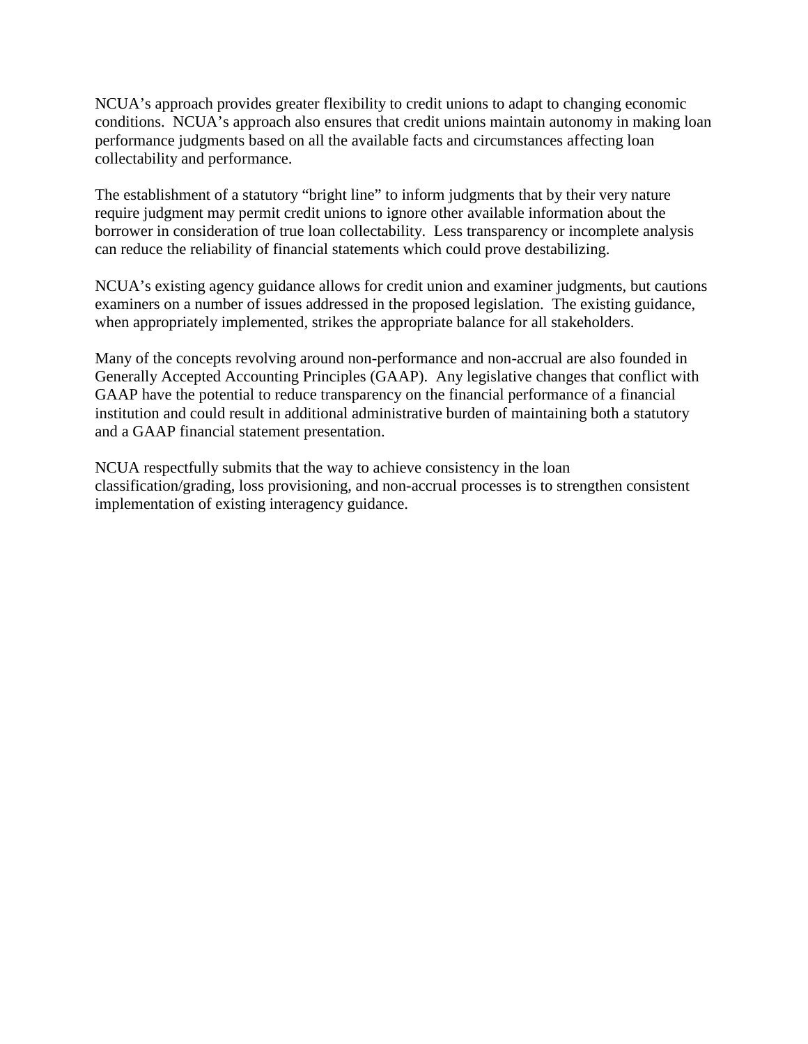NCUA's approach provides greater flexibility to credit unions to adapt to changing economic conditions. NCUA's approach also ensures that credit unions maintain autonomy in making loan performance judgments based on all the available facts and circumstances affecting loan collectability and performance.

The establishment of a statutory "bright line" to inform judgments that by their very nature require judgment may permit credit unions to ignore other available information about the borrower in consideration of true loan collectability. Less transparency or incomplete analysis can reduce the reliability of financial statements which could prove destabilizing.

NCUA's existing agency guidance allows for credit union and examiner judgments, but cautions examiners on a number of issues addressed in the proposed legislation. The existing guidance, when appropriately implemented, strikes the appropriate balance for all stakeholders.

Many of the concepts revolving around non-performance and non-accrual are also founded in Generally Accepted Accounting Principles (GAAP). Any legislative changes that conflict with GAAP have the potential to reduce transparency on the financial performance of a financial institution and could result in additional administrative burden of maintaining both a statutory and a GAAP financial statement presentation.

NCUA respectfully submits that the way to achieve consistency in the loan classification/grading, loss provisioning, and non-accrual processes is to strengthen consistent implementation of existing interagency guidance.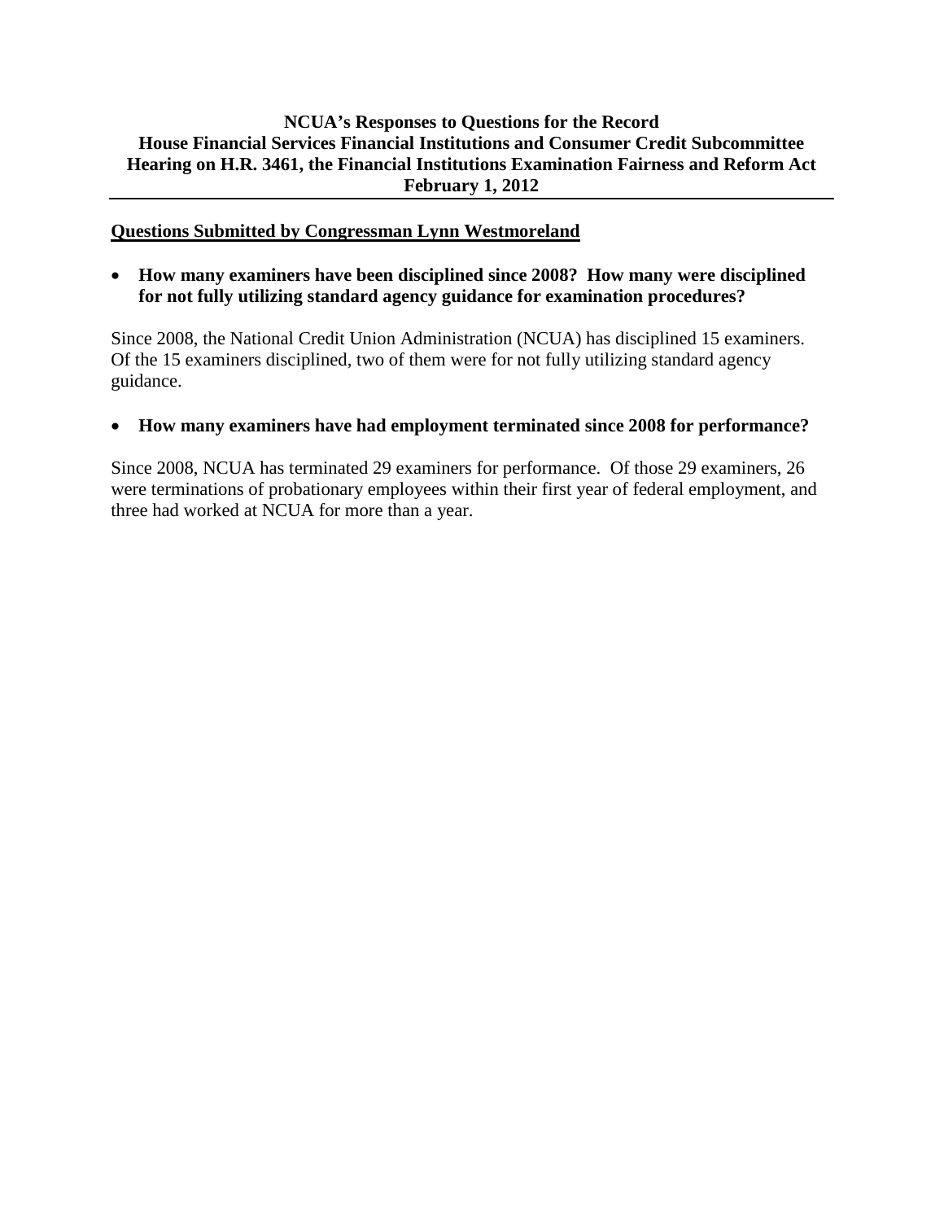**NCUA's Responses to Questions for the Record**
**House Financial Services Financial Institutions and Consumer Credit Subcommittee**
**Hearing on H.R. 3461, the Financial Institutions Examination Fairness and Reform Act**
**February 1, 2012**

---

**Questions Submitted by Congressman Lynn Westmoreland**

- **How many examiners have been disciplined since 2008? How many were disciplined for not fully utilizing standard agency guidance for examination procedures?**

Since 2008, the National Credit Union Administration (NCUA) has disciplined 15 examiners. Of the 15 examiners disciplined, two of them were for not fully utilizing standard agency guidance.

- **How many examiners have had employment terminated since 2008 for performance?**

Since 2008, NCUA has terminated 29 examiners for performance. Of those 29 examiners, 26 were terminations of probationary employees within their first year of federal employment, and three had worked at NCUA for more than a year.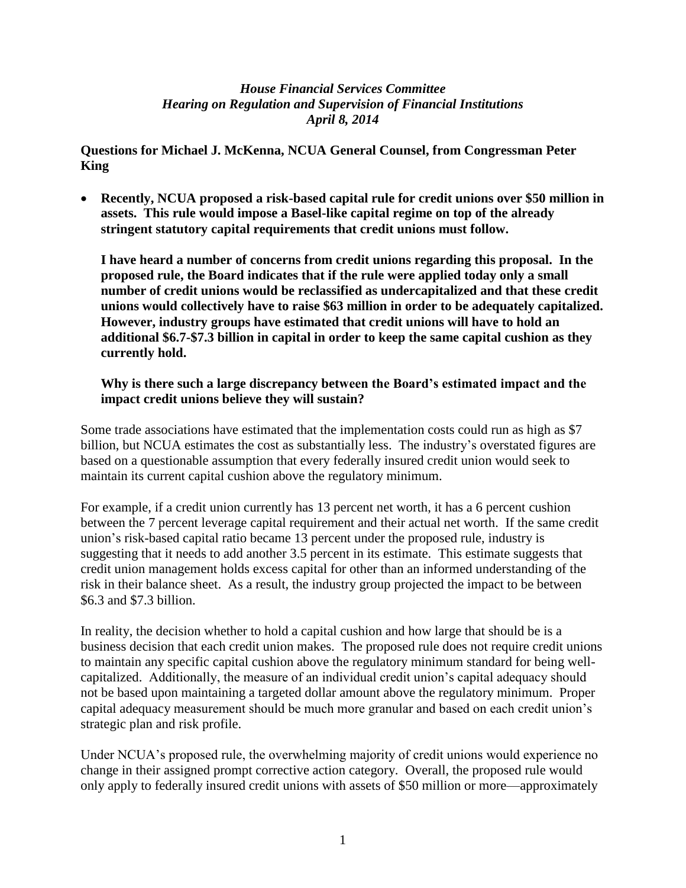*House Financial Services Committee*
*Hearing on Regulation and Supervision of Financial Institutions*
*April 8, 2014*

**Questions for Michael J. McKenna, NCUA General Counsel, from Congressman Peter King**

- **Recently, NCUA proposed a risk-based capital rule for credit unions over $50 million in assets. This rule would impose a Basel-like capital regime on top of the already stringent statutory capital requirements that credit unions must follow.**

  **I have heard a number of concerns from credit unions regarding this proposal. In the proposed rule, the Board indicates that if the rule were applied today only a small number of credit unions would be reclassified as undercapitalized and that these credit unions would collectively have to raise $63 million in order to be adequately capitalized. However, industry groups have estimated that credit unions will have to hold an additional $6.7-$7.3 billion in capital in order to keep the same capital cushion as they currently hold.**

  **Why is there such a large discrepancy between the Board's estimated impact and the impact credit unions believe they will sustain?**

Some trade associations have estimated that the implementation costs could run as high as $7 billion, but NCUA estimates the cost as substantially less. The industry's overstated figures are based on a questionable assumption that every federally insured credit union would seek to maintain its current capital cushion above the regulatory minimum.

For example, if a credit union currently has 13 percent net worth, it has a 6 percent cushion between the 7 percent leverage capital requirement and their actual net worth. If the same credit union's risk-based capital ratio became 13 percent under the proposed rule, industry is suggesting that it needs to add another 3.5 percent in its estimate. This estimate suggests that credit union management holds excess capital for other than an informed understanding of the risk in their balance sheet. As a result, the industry group projected the impact to be between $6.3 and $7.3 billion.

In reality, the decision whether to hold a capital cushion and how large that should be is a business decision that each credit union makes. The proposed rule does not require credit unions to maintain any specific capital cushion above the regulatory minimum standard for being well-capitalized. Additionally, the measure of an individual credit union's capital adequacy should not be based upon maintaining a targeted dollar amount above the regulatory minimum. Proper capital adequacy measurement should be much more granular and based on each credit union's strategic plan and risk profile.

Under NCUA's proposed rule, the overwhelming majority of credit unions would experience no change in their assigned prompt corrective action category. Overall, the proposed rule would only apply to federally insured credit unions with assets of $50 million or more—approximately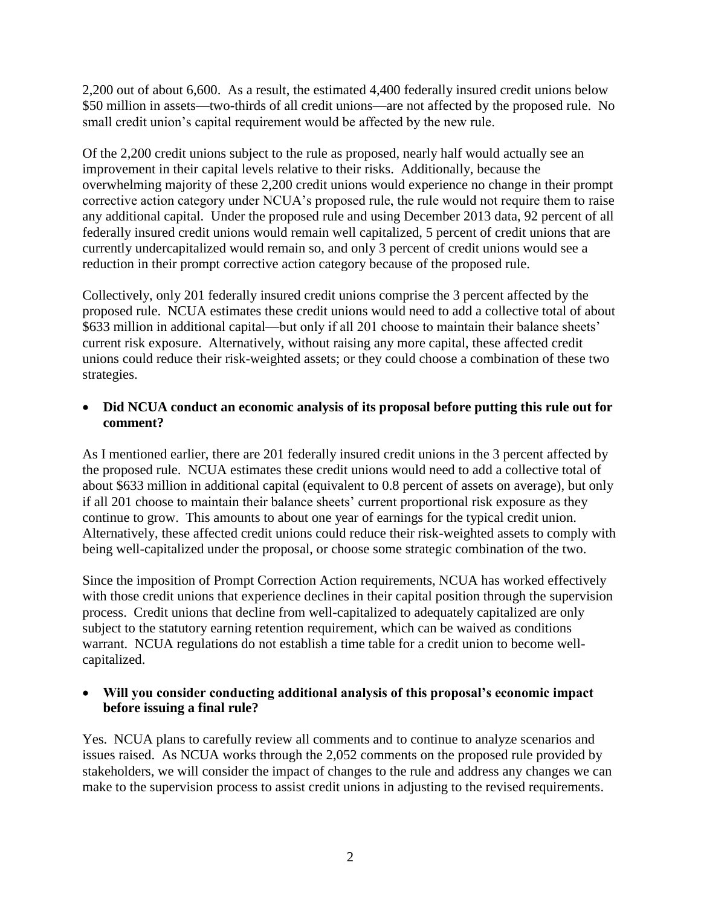2,200 out of about 6,600. As a result, the estimated 4,400 federally insured credit unions below \$50 million in assets—two-thirds of all credit unions—are not affected by the proposed rule. No small credit union's capital requirement would be affected by the new rule.

Of the 2,200 credit unions subject to the rule as proposed, nearly half would actually see an improvement in their capital levels relative to their risks. Additionally, because the overwhelming majority of these 2,200 credit unions would experience no change in their prompt corrective action category under NCUA's proposed rule, the rule would not require them to raise any additional capital. Under the proposed rule and using December 2013 data, 92 percent of all federally insured credit unions would remain well capitalized, 5 percent of credit unions that are currently undercapitalized would remain so, and only 3 percent of credit unions would see a reduction in their prompt corrective action category because of the proposed rule.

Collectively, only 201 federally insured credit unions comprise the 3 percent affected by the proposed rule. NCUA estimates these credit unions would need to add a collective total of about \$633 million in additional capital—but only if all 201 choose to maintain their balance sheets' current risk exposure. Alternatively, without raising any more capital, these affected credit unions could reduce their risk-weighted assets; or they could choose a combination of these two strategies.

- **Did NCUA conduct an economic analysis of its proposal before putting this rule out for comment?**

As I mentioned earlier, there are 201 federally insured credit unions in the 3 percent affected by the proposed rule. NCUA estimates these credit unions would need to add a collective total of about \$633 million in additional capital (equivalent to 0.8 percent of assets on average), but only if all 201 choose to maintain their balance sheets' current proportional risk exposure as they continue to grow. This amounts to about one year of earnings for the typical credit union. Alternatively, these affected credit unions could reduce their risk-weighted assets to comply with being well-capitalized under the proposal, or choose some strategic combination of the two.

Since the imposition of Prompt Correction Action requirements, NCUA has worked effectively with those credit unions that experience declines in their capital position through the supervision process. Credit unions that decline from well-capitalized to adequately capitalized are only subject to the statutory earning retention requirement, which can be waived as conditions warrant. NCUA regulations do not establish a time table for a credit union to become well-capitalized.

- **Will you consider conducting additional analysis of this proposal's economic impact before issuing a final rule?**

Yes. NCUA plans to carefully review all comments and to continue to analyze scenarios and issues raised. As NCUA works through the 2,052 comments on the proposed rule provided by stakeholders, we will consider the impact of changes to the rule and address any changes we can make to the supervision process to assist credit unions in adjusting to the revised requirements.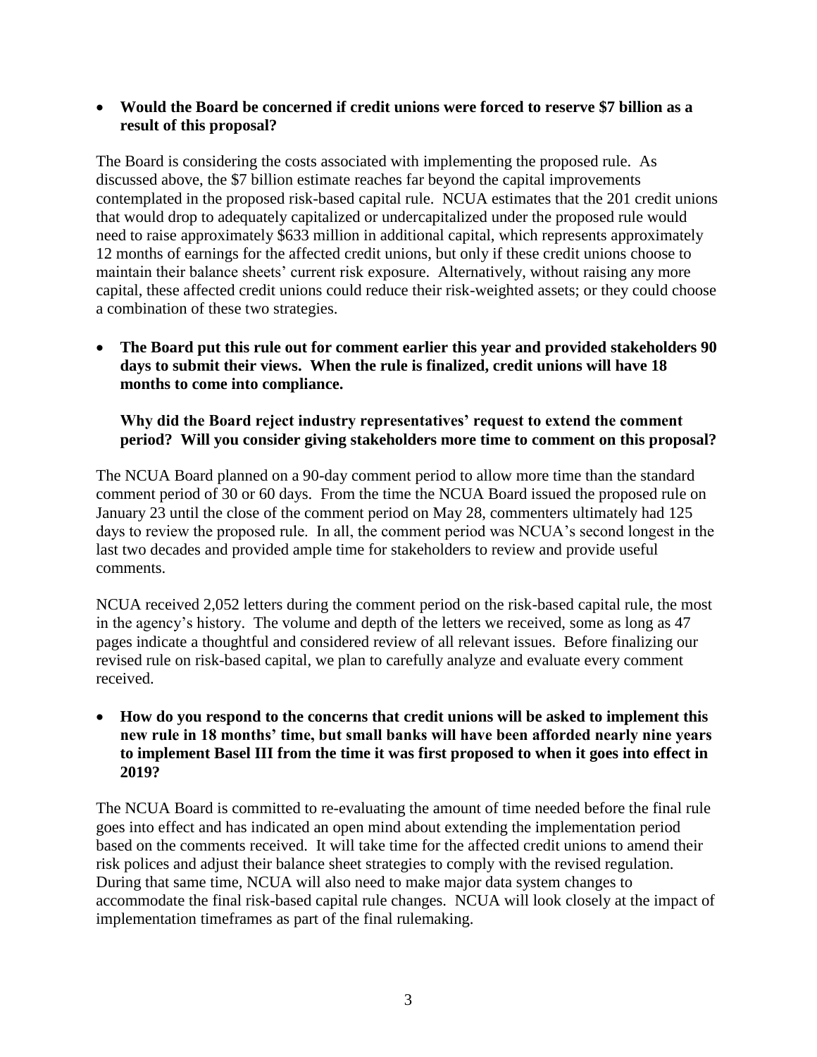- **Would the Board be concerned if credit unions were forced to reserve $7 billion as a result of this proposal?**

The Board is considering the costs associated with implementing the proposed rule. As discussed above, the $7 billion estimate reaches far beyond the capital improvements contemplated in the proposed risk-based capital rule. NCUA estimates that the 201 credit unions that would drop to adequately capitalized or undercapitalized under the proposed rule would need to raise approximately $633 million in additional capital, which represents approximately 12 months of earnings for the affected credit unions, but only if these credit unions choose to maintain their balance sheets' current risk exposure. Alternatively, without raising any more capital, these affected credit unions could reduce their risk-weighted assets; or they could choose a combination of these two strategies.

- **The Board put this rule out for comment earlier this year and provided stakeholders 90 days to submit their views. When the rule is finalized, credit unions will have 18 months to come into compliance.**

  **Why did the Board reject industry representatives' request to extend the comment period? Will you consider giving stakeholders more time to comment on this proposal?**

The NCUA Board planned on a 90-day comment period to allow more time than the standard comment period of 30 or 60 days. From the time the NCUA Board issued the proposed rule on January 23 until the close of the comment period on May 28, commenters ultimately had 125 days to review the proposed rule. In all, the comment period was NCUA's second longest in the last two decades and provided ample time for stakeholders to review and provide useful comments.

NCUA received 2,052 letters during the comment period on the risk-based capital rule, the most in the agency's history. The volume and depth of the letters we received, some as long as 47 pages indicate a thoughtful and considered review of all relevant issues. Before finalizing our revised rule on risk-based capital, we plan to carefully analyze and evaluate every comment received.

- **How do you respond to the concerns that credit unions will be asked to implement this new rule in 18 months' time, but small banks will have been afforded nearly nine years to implement Basel III from the time it was first proposed to when it goes into effect in 2019?**

The NCUA Board is committed to re-evaluating the amount of time needed before the final rule goes into effect and has indicated an open mind about extending the implementation period based on the comments received. It will take time for the affected credit unions to amend their risk polices and adjust their balance sheet strategies to comply with the revised regulation. During that same time, NCUA will also need to make major data system changes to accommodate the final risk-based capital rule changes. NCUA will look closely at the impact of implementation timeframes as part of the final rulemaking.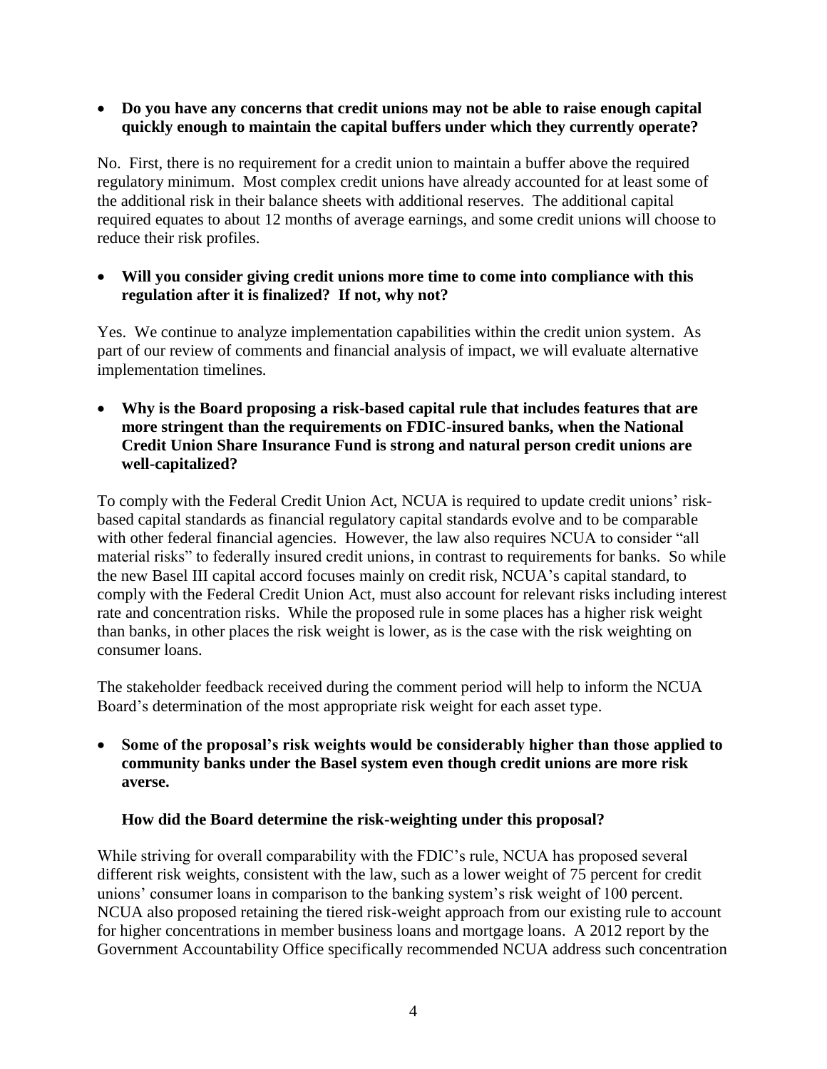- **Do you have any concerns that credit unions may not be able to raise enough capital quickly enough to maintain the capital buffers under which they currently operate?**

No. First, there is no requirement for a credit union to maintain a buffer above the required regulatory minimum. Most complex credit unions have already accounted for at least some of the additional risk in their balance sheets with additional reserves. The additional capital required equates to about 12 months of average earnings, and some credit unions will choose to reduce their risk profiles.

- **Will you consider giving credit unions more time to come into compliance with this regulation after it is finalized? If not, why not?**

Yes. We continue to analyze implementation capabilities within the credit union system. As part of our review of comments and financial analysis of impact, we will evaluate alternative implementation timelines.

- **Why is the Board proposing a risk-based capital rule that includes features that are more stringent than the requirements on FDIC-insured banks, when the National Credit Union Share Insurance Fund is strong and natural person credit unions are well-capitalized?**

To comply with the Federal Credit Union Act, NCUA is required to update credit unions' risk-based capital standards as financial regulatory capital standards evolve and to be comparable with other federal financial agencies. However, the law also requires NCUA to consider "all material risks" to federally insured credit unions, in contrast to requirements for banks. So while the new Basel III capital accord focuses mainly on credit risk, NCUA's capital standard, to comply with the Federal Credit Union Act, must also account for relevant risks including interest rate and concentration risks. While the proposed rule in some places has a higher risk weight than banks, in other places the risk weight is lower, as is the case with the risk weighting on consumer loans.

The stakeholder feedback received during the comment period will help to inform the NCUA Board's determination of the most appropriate risk weight for each asset type.

- **Some of the proposal's risk weights would be considerably higher than those applied to community banks under the Basel system even though credit unions are more risk averse.**

  **How did the Board determine the risk-weighting under this proposal?**

While striving for overall comparability with the FDIC's rule, NCUA has proposed several different risk weights, consistent with the law, such as a lower weight of 75 percent for credit unions' consumer loans in comparison to the banking system's risk weight of 100 percent. NCUA also proposed retaining the tiered risk-weight approach from our existing rule to account for higher concentrations in member business loans and mortgage loans. A 2012 report by the Government Accountability Office specifically recommended NCUA address such concentration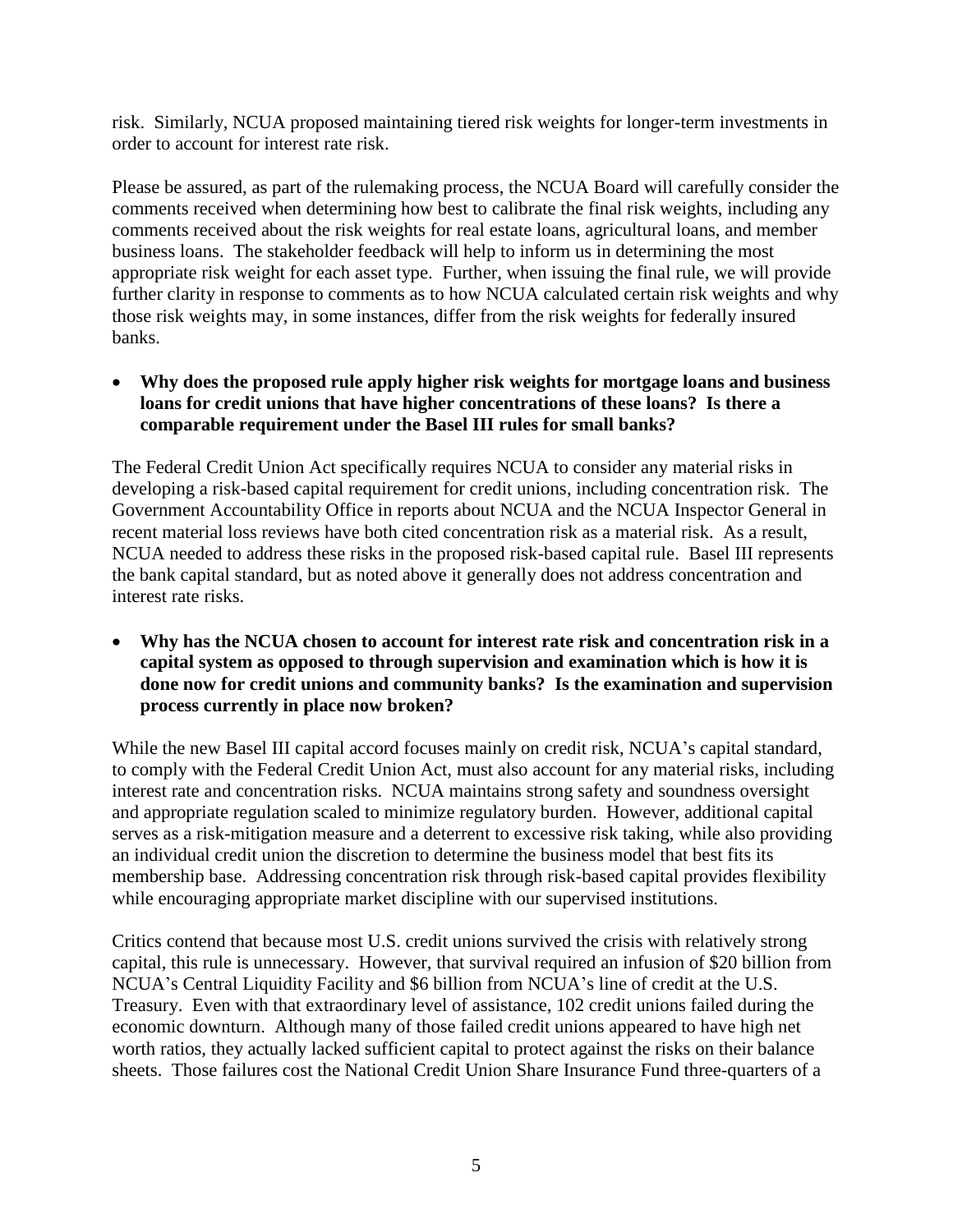risk. Similarly, NCUA proposed maintaining tiered risk weights for longer-term investments in order to account for interest rate risk.

Please be assured, as part of the rulemaking process, the NCUA Board will carefully consider the comments received when determining how best to calibrate the final risk weights, including any comments received about the risk weights for real estate loans, agricultural loans, and member business loans. The stakeholder feedback will help to inform us in determining the most appropriate risk weight for each asset type. Further, when issuing the final rule, we will provide further clarity in response to comments as to how NCUA calculated certain risk weights and why those risk weights may, in some instances, differ from the risk weights for federally insured banks.

- **Why does the proposed rule apply higher risk weights for mortgage loans and business loans for credit unions that have higher concentrations of these loans? Is there a comparable requirement under the Basel III rules for small banks?**

The Federal Credit Union Act specifically requires NCUA to consider any material risks in developing a risk-based capital requirement for credit unions, including concentration risk. The Government Accountability Office in reports about NCUA and the NCUA Inspector General in recent material loss reviews have both cited concentration risk as a material risk. As a result, NCUA needed to address these risks in the proposed risk-based capital rule. Basel III represents the bank capital standard, but as noted above it generally does not address concentration and interest rate risks.

- **Why has the NCUA chosen to account for interest rate risk and concentration risk in a capital system as opposed to through supervision and examination which is how it is done now for credit unions and community banks? Is the examination and supervision process currently in place now broken?**

While the new Basel III capital accord focuses mainly on credit risk, NCUA's capital standard, to comply with the Federal Credit Union Act, must also account for any material risks, including interest rate and concentration risks. NCUA maintains strong safety and soundness oversight and appropriate regulation scaled to minimize regulatory burden. However, additional capital serves as a risk-mitigation measure and a deterrent to excessive risk taking, while also providing an individual credit union the discretion to determine the business model that best fits its membership base. Addressing concentration risk through risk-based capital provides flexibility while encouraging appropriate market discipline with our supervised institutions.

Critics contend that because most U.S. credit unions survived the crisis with relatively strong capital, this rule is unnecessary. However, that survival required an infusion of $20 billion from NCUA's Central Liquidity Facility and $6 billion from NCUA's line of credit at the U.S. Treasury. Even with that extraordinary level of assistance, 102 credit unions failed during the economic downturn. Although many of those failed credit unions appeared to have high net worth ratios, they actually lacked sufficient capital to protect against the risks on their balance sheets. Those failures cost the National Credit Union Share Insurance Fund three-quarters of a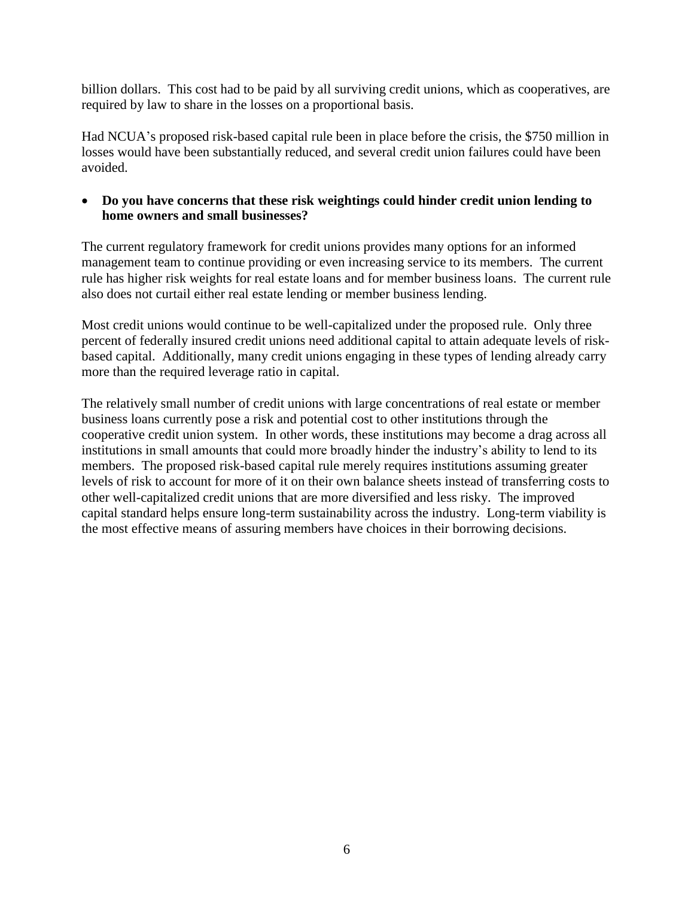billion dollars. This cost had to be paid by all surviving credit unions, which as cooperatives, are required by law to share in the losses on a proportional basis.

Had NCUA's proposed risk-based capital rule been in place before the crisis, the $750 million in losses would have been substantially reduced, and several credit union failures could have been avoided.

- **Do you have concerns that these risk weightings could hinder credit union lending to home owners and small businesses?**

The current regulatory framework for credit unions provides many options for an informed management team to continue providing or even increasing service to its members. The current rule has higher risk weights for real estate loans and for member business loans. The current rule also does not curtail either real estate lending or member business lending.

Most credit unions would continue to be well-capitalized under the proposed rule. Only three percent of federally insured credit unions need additional capital to attain adequate levels of risk-based capital. Additionally, many credit unions engaging in these types of lending already carry more than the required leverage ratio in capital.

The relatively small number of credit unions with large concentrations of real estate or member business loans currently pose a risk and potential cost to other institutions through the cooperative credit union system. In other words, these institutions may become a drag across all institutions in small amounts that could more broadly hinder the industry's ability to lend to its members. The proposed risk-based capital rule merely requires institutions assuming greater levels of risk to account for more of it on their own balance sheets instead of transferring costs to other well-capitalized credit unions that are more diversified and less risky. The improved capital standard helps ensure long-term sustainability across the industry. Long-term viability is the most effective means of assuring members have choices in their borrowing decisions.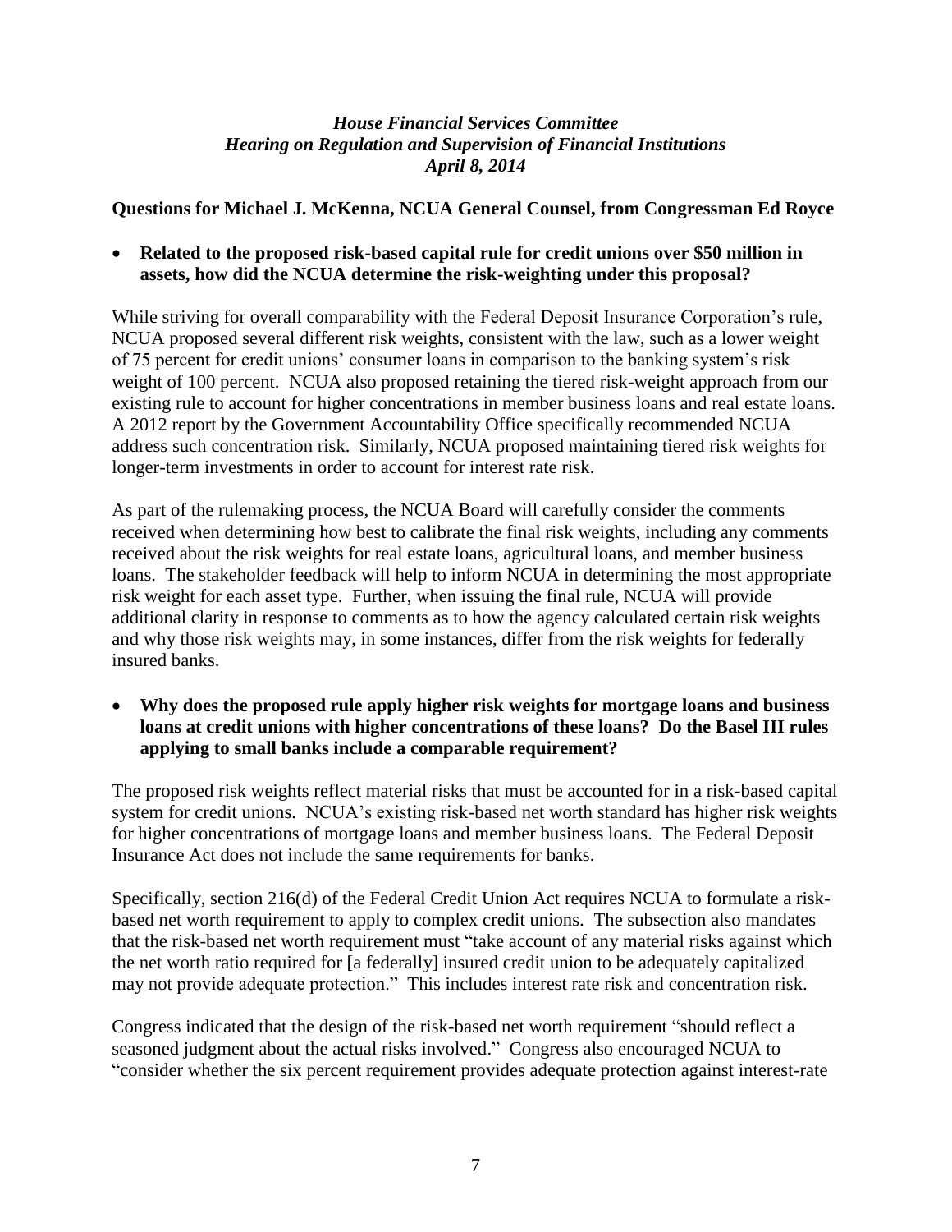*House Financial Services Committee*
*Hearing on Regulation and Supervision of Financial Institutions*
*April 8, 2014*

**Questions for Michael J. McKenna, NCUA General Counsel, from Congressman Ed Royce**

- **Related to the proposed risk-based capital rule for credit unions over $50 million in assets, how did the NCUA determine the risk-weighting under this proposal?**

While striving for overall comparability with the Federal Deposit Insurance Corporation's rule, NCUA proposed several different risk weights, consistent with the law, such as a lower weight of 75 percent for credit unions' consumer loans in comparison to the banking system's risk weight of 100 percent. NCUA also proposed retaining the tiered risk-weight approach from our existing rule to account for higher concentrations in member business loans and real estate loans. A 2012 report by the Government Accountability Office specifically recommended NCUA address such concentration risk. Similarly, NCUA proposed maintaining tiered risk weights for longer-term investments in order to account for interest rate risk.

As part of the rulemaking process, the NCUA Board will carefully consider the comments received when determining how best to calibrate the final risk weights, including any comments received about the risk weights for real estate loans, agricultural loans, and member business loans. The stakeholder feedback will help to inform NCUA in determining the most appropriate risk weight for each asset type. Further, when issuing the final rule, NCUA will provide additional clarity in response to comments as to how the agency calculated certain risk weights and why those risk weights may, in some instances, differ from the risk weights for federally insured banks.

- **Why does the proposed rule apply higher risk weights for mortgage loans and business loans at credit unions with higher concentrations of these loans? Do the Basel III rules applying to small banks include a comparable requirement?**

The proposed risk weights reflect material risks that must be accounted for in a risk-based capital system for credit unions. NCUA's existing risk-based net worth standard has higher risk weights for higher concentrations of mortgage loans and member business loans. The Federal Deposit Insurance Act does not include the same requirements for banks.

Specifically, section 216(d) of the Federal Credit Union Act requires NCUA to formulate a risk-based net worth requirement to apply to complex credit unions. The subsection also mandates that the risk-based net worth requirement must "take account of any material risks against which the net worth ratio required for [a federally] insured credit union to be adequately capitalized may not provide adequate protection." This includes interest rate risk and concentration risk.

Congress indicated that the design of the risk-based net worth requirement "should reflect a seasoned judgment about the actual risks involved." Congress also encouraged NCUA to "consider whether the six percent requirement provides adequate protection against interest-rate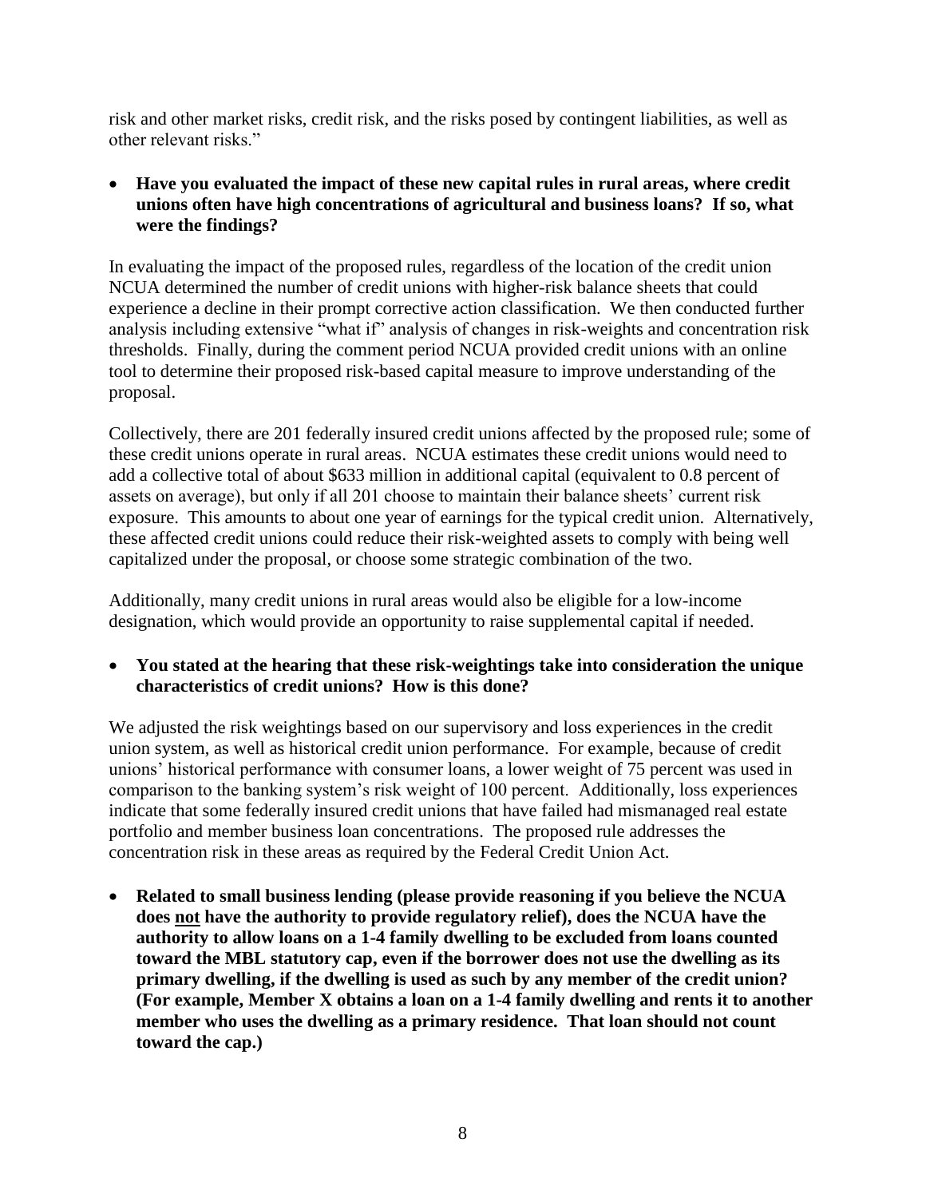risk and other market risks, credit risk, and the risks posed by contingent liabilities, as well as other relevant risks."

- **Have you evaluated the impact of these new capital rules in rural areas, where credit unions often have high concentrations of agricultural and business loans? If so, what were the findings?**

In evaluating the impact of the proposed rules, regardless of the location of the credit union NCUA determined the number of credit unions with higher-risk balance sheets that could experience a decline in their prompt corrective action classification. We then conducted further analysis including extensive "what if" analysis of changes in risk-weights and concentration risk thresholds. Finally, during the comment period NCUA provided credit unions with an online tool to determine their proposed risk-based capital measure to improve understanding of the proposal.

Collectively, there are 201 federally insured credit unions affected by the proposed rule; some of these credit unions operate in rural areas. NCUA estimates these credit unions would need to add a collective total of about $633 million in additional capital (equivalent to 0.8 percent of assets on average), but only if all 201 choose to maintain their balance sheets' current risk exposure. This amounts to about one year of earnings for the typical credit union. Alternatively, these affected credit unions could reduce their risk-weighted assets to comply with being well capitalized under the proposal, or choose some strategic combination of the two.

Additionally, many credit unions in rural areas would also be eligible for a low-income designation, which would provide an opportunity to raise supplemental capital if needed.

- **You stated at the hearing that these risk-weightings take into consideration the unique characteristics of credit unions? How is this done?**

We adjusted the risk weightings based on our supervisory and loss experiences in the credit union system, as well as historical credit union performance. For example, because of credit unions' historical performance with consumer loans, a lower weight of 75 percent was used in comparison to the banking system's risk weight of 100 percent. Additionally, loss experiences indicate that some federally insured credit unions that have failed had mismanaged real estate portfolio and member business loan concentrations. The proposed rule addresses the concentration risk in these areas as required by the Federal Credit Union Act.

- **Related to small business lending (please provide reasoning if you believe the NCUA does <u>not</u> have the authority to provide regulatory relief), does the NCUA have the authority to allow loans on a 1-4 family dwelling to be excluded from loans counted toward the MBL statutory cap, even if the borrower does not use the dwelling as its primary dwelling, if the dwelling is used as such by any member of the credit union? (For example, Member X obtains a loan on a 1-4 family dwelling and rents it to another member who uses the dwelling as a primary residence. That loan should not count toward the cap.)**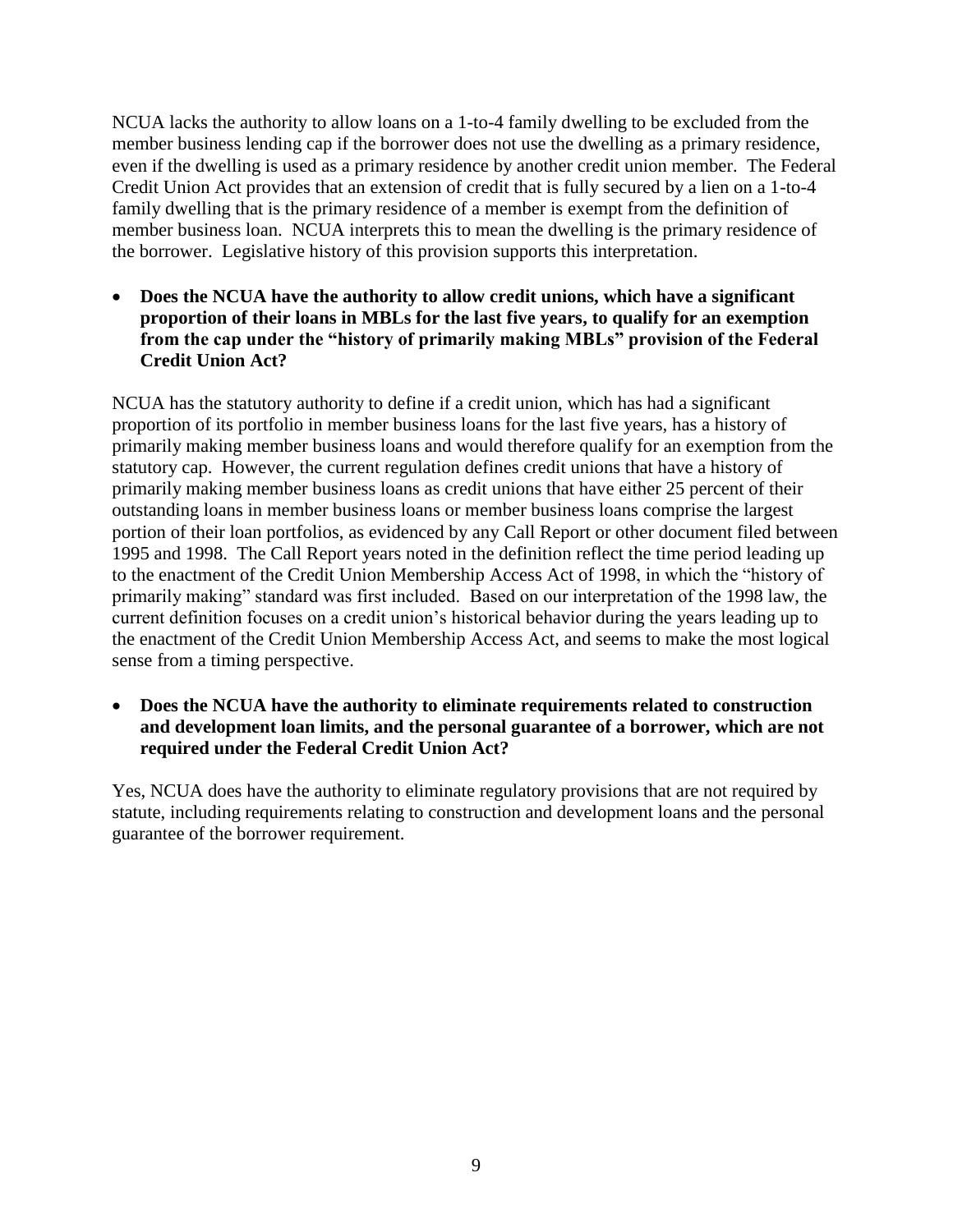NCUA lacks the authority to allow loans on a 1-to-4 family dwelling to be excluded from the member business lending cap if the borrower does not use the dwelling as a primary residence, even if the dwelling is used as a primary residence by another credit union member. The Federal Credit Union Act provides that an extension of credit that is fully secured by a lien on a 1-to-4 family dwelling that is the primary residence of a member is exempt from the definition of member business loan. NCUA interprets this to mean the dwelling is the primary residence of the borrower. Legislative history of this provision supports this interpretation.

- **Does the NCUA have the authority to allow credit unions, which have a significant proportion of their loans in MBLs for the last five years, to qualify for an exemption from the cap under the "history of primarily making MBLs" provision of the Federal Credit Union Act?**

NCUA has the statutory authority to define if a credit union, which has had a significant proportion of its portfolio in member business loans for the last five years, has a history of primarily making member business loans and would therefore qualify for an exemption from the statutory cap. However, the current regulation defines credit unions that have a history of primarily making member business loans as credit unions that have either 25 percent of their outstanding loans in member business loans or member business loans comprise the largest portion of their loan portfolios, as evidenced by any Call Report or other document filed between 1995 and 1998. The Call Report years noted in the definition reflect the time period leading up to the enactment of the Credit Union Membership Access Act of 1998, in which the "history of primarily making" standard was first included. Based on our interpretation of the 1998 law, the current definition focuses on a credit union's historical behavior during the years leading up to the enactment of the Credit Union Membership Access Act, and seems to make the most logical sense from a timing perspective.

- **Does the NCUA have the authority to eliminate requirements related to construction and development loan limits, and the personal guarantee of a borrower, which are not required under the Federal Credit Union Act?**

Yes, NCUA does have the authority to eliminate regulatory provisions that are not required by statute, including requirements relating to construction and development loans and the personal guarantee of the borrower requirement.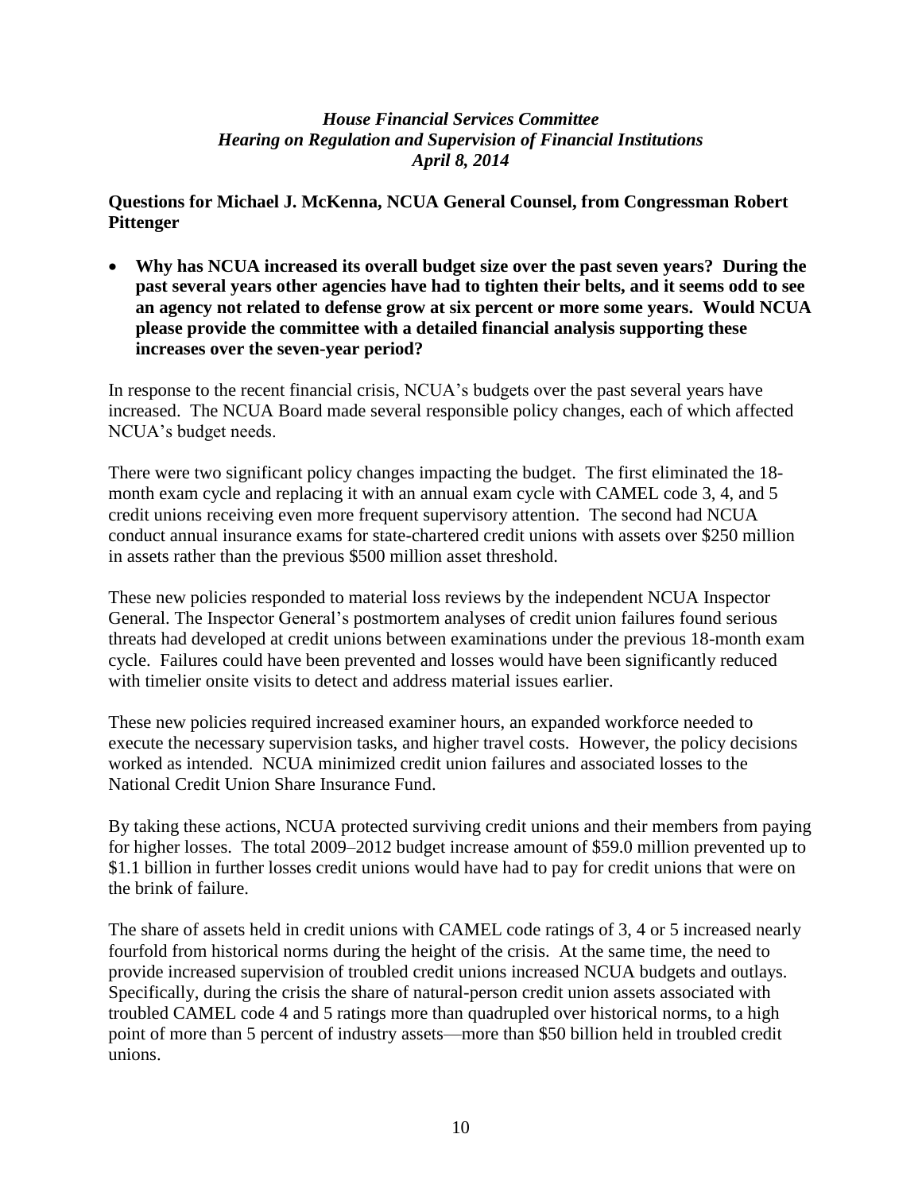*House Financial Services Committee*
*Hearing on Regulation and Supervision of Financial Institutions*
*April 8, 2014*

**Questions for Michael J. McKenna, NCUA General Counsel, from Congressman Robert Pittenger**

- **Why has NCUA increased its overall budget size over the past seven years? During the past several years other agencies have had to tighten their belts, and it seems odd to see an agency not related to defense grow at six percent or more some years. Would NCUA please provide the committee with a detailed financial analysis supporting these increases over the seven-year period?**

In response to the recent financial crisis, NCUA's budgets over the past several years have increased. The NCUA Board made several responsible policy changes, each of which affected NCUA's budget needs.

There were two significant policy changes impacting the budget. The first eliminated the 18-month exam cycle and replacing it with an annual exam cycle with CAMEL code 3, 4, and 5 credit unions receiving even more frequent supervisory attention. The second had NCUA conduct annual insurance exams for state-chartered credit unions with assets over $250 million in assets rather than the previous $500 million asset threshold.

These new policies responded to material loss reviews by the independent NCUA Inspector General. The Inspector General's postmortem analyses of credit union failures found serious threats had developed at credit unions between examinations under the previous 18-month exam cycle. Failures could have been prevented and losses would have been significantly reduced with timelier onsite visits to detect and address material issues earlier.

These new policies required increased examiner hours, an expanded workforce needed to execute the necessary supervision tasks, and higher travel costs. However, the policy decisions worked as intended. NCUA minimized credit union failures and associated losses to the National Credit Union Share Insurance Fund.

By taking these actions, NCUA protected surviving credit unions and their members from paying for higher losses. The total 2009–2012 budget increase amount of $59.0 million prevented up to $1.1 billion in further losses credit unions would have had to pay for credit unions that were on the brink of failure.

The share of assets held in credit unions with CAMEL code ratings of 3, 4 or 5 increased nearly fourfold from historical norms during the height of the crisis. At the same time, the need to provide increased supervision of troubled credit unions increased NCUA budgets and outlays. Specifically, during the crisis the share of natural-person credit union assets associated with troubled CAMEL code 4 and 5 ratings more than quadrupled over historical norms, to a high point of more than 5 percent of industry assets—more than $50 billion held in troubled credit unions.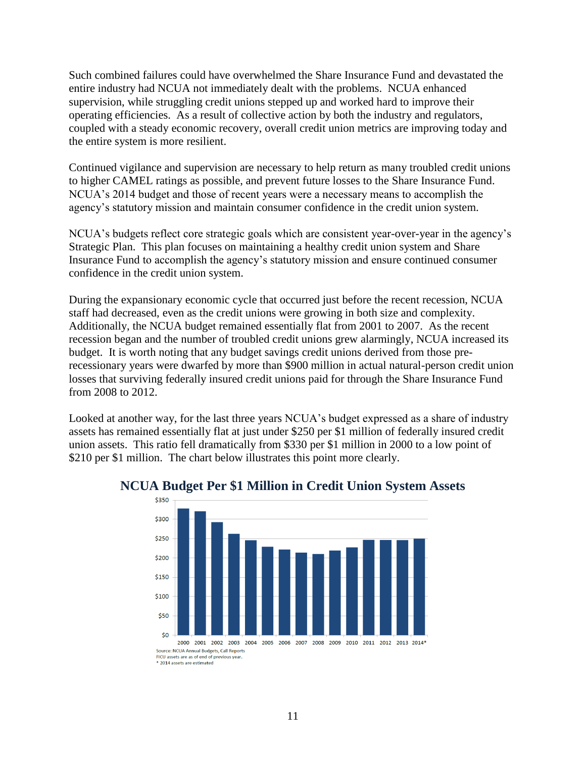Such combined failures could have overwhelmed the Share Insurance Fund and devastated the entire industry had NCUA not immediately dealt with the problems. NCUA enhanced supervision, while struggling credit unions stepped up and worked hard to improve their operating efficiencies. As a result of collective action by both the industry and regulators, coupled with a steady economic recovery, overall credit union metrics are improving today and the entire system is more resilient.

Continued vigilance and supervision are necessary to help return as many troubled credit unions to higher CAMEL ratings as possible, and prevent future losses to the Share Insurance Fund. NCUA's 2014 budget and those of recent years were a necessary means to accomplish the agency's statutory mission and maintain consumer confidence in the credit union system.

NCUA's budgets reflect core strategic goals which are consistent year-over-year in the agency's Strategic Plan. This plan focuses on maintaining a healthy credit union system and Share Insurance Fund to accomplish the agency's statutory mission and ensure continued consumer confidence in the credit union system.

During the expansionary economic cycle that occurred just before the recent recession, NCUA staff had decreased, even as the credit unions were growing in both size and complexity. Additionally, the NCUA budget remained essentially flat from 2001 to 2007. As the recent recession began and the number of troubled credit unions grew alarmingly, NCUA increased its budget. It is worth noting that any budget savings credit unions derived from those pre-recessionary years were dwarfed by more than $900 million in actual natural-person credit union losses that surviving federally insured credit unions paid for through the Share Insurance Fund from 2008 to 2012.

Looked at another way, for the last three years NCUA's budget expressed as a share of industry assets has remained essentially flat at just under $250 per $1 million of federally insured credit union assets. This ratio fell dramatically from $330 per $1 million in 2000 to a low point of $210 per $1 million. The chart below illustrates this point more clearly.

**NCUA Budget Per $1 Million in Credit Union System Assets**

Source: NCUA Annual Budgets, Call Reports
FICU assets are as of end of previous year.
* 2014 assets are estimated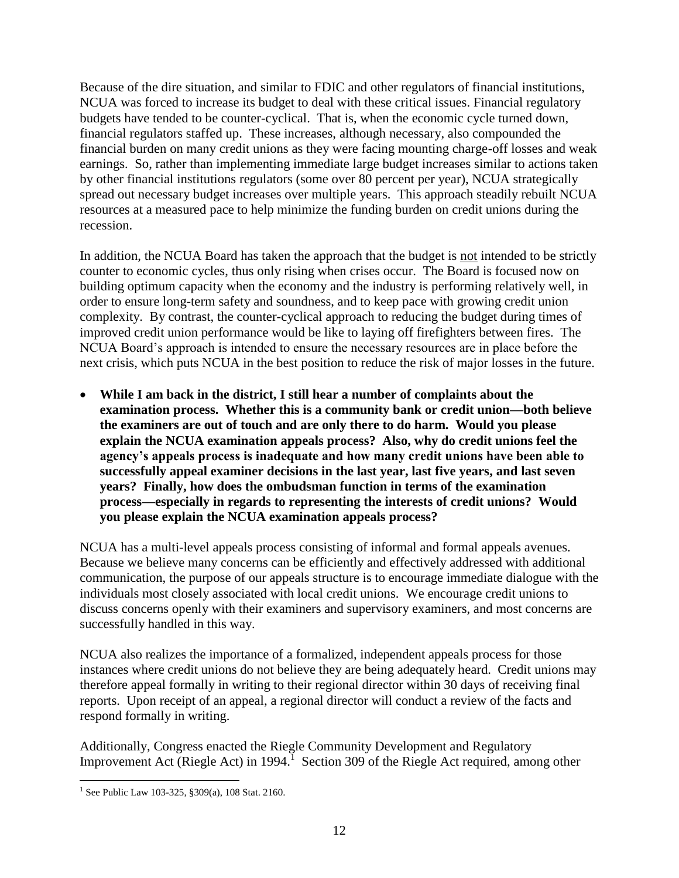Because of the dire situation, and similar to FDIC and other regulators of financial institutions, NCUA was forced to increase its budget to deal with these critical issues. Financial regulatory budgets have tended to be counter-cyclical. That is, when the economic cycle turned down, financial regulators staffed up. These increases, although necessary, also compounded the financial burden on many credit unions as they were facing mounting charge-off losses and weak earnings. So, rather than implementing immediate large budget increases similar to actions taken by other financial institutions regulators (some over 80 percent per year), NCUA strategically spread out necessary budget increases over multiple years. This approach steadily rebuilt NCUA resources at a measured pace to help minimize the funding burden on credit unions during the recession.

In addition, the NCUA Board has taken the approach that the budget is not intended to be strictly counter to economic cycles, thus only rising when crises occur. The Board is focused now on building optimum capacity when the economy and the industry is performing relatively well, in order to ensure long-term safety and soundness, and to keep pace with growing credit union complexity. By contrast, the counter-cyclical approach to reducing the budget during times of improved credit union performance would be like to laying off firefighters between fires. The NCUA Board's approach is intended to ensure the necessary resources are in place before the next crisis, which puts NCUA in the best position to reduce the risk of major losses in the future.

- **While I am back in the district, I still hear a number of complaints about the examination process. Whether this is a community bank or credit union—both believe the examiners are out of touch and are only there to do harm. Would you please explain the NCUA examination appeals process? Also, why do credit unions feel the agency's appeals process is inadequate and how many credit unions have been able to successfully appeal examiner decisions in the last year, last five years, and last seven years? Finally, how does the ombudsman function in terms of the examination process—especially in regards to representing the interests of credit unions? Would you please explain the NCUA examination appeals process?**

NCUA has a multi-level appeals process consisting of informal and formal appeals avenues. Because we believe many concerns can be efficiently and effectively addressed with additional communication, the purpose of our appeals structure is to encourage immediate dialogue with the individuals most closely associated with local credit unions. We encourage credit unions to discuss concerns openly with their examiners and supervisory examiners, and most concerns are successfully handled in this way.

NCUA also realizes the importance of a formalized, independent appeals process for those instances where credit unions do not believe they are being adequately heard. Credit unions may therefore appeal formally in writing to their regional director within 30 days of receiving final reports. Upon receipt of an appeal, a regional director will conduct a review of the facts and respond formally in writing.

Additionally, Congress enacted the Riegle Community Development and Regulatory Improvement Act (Riegle Act) in 1994.[1] Section 309 of the Riegle Act required, among other

[1] See Public Law 103-325, §309(a), 108 Stat. 2160.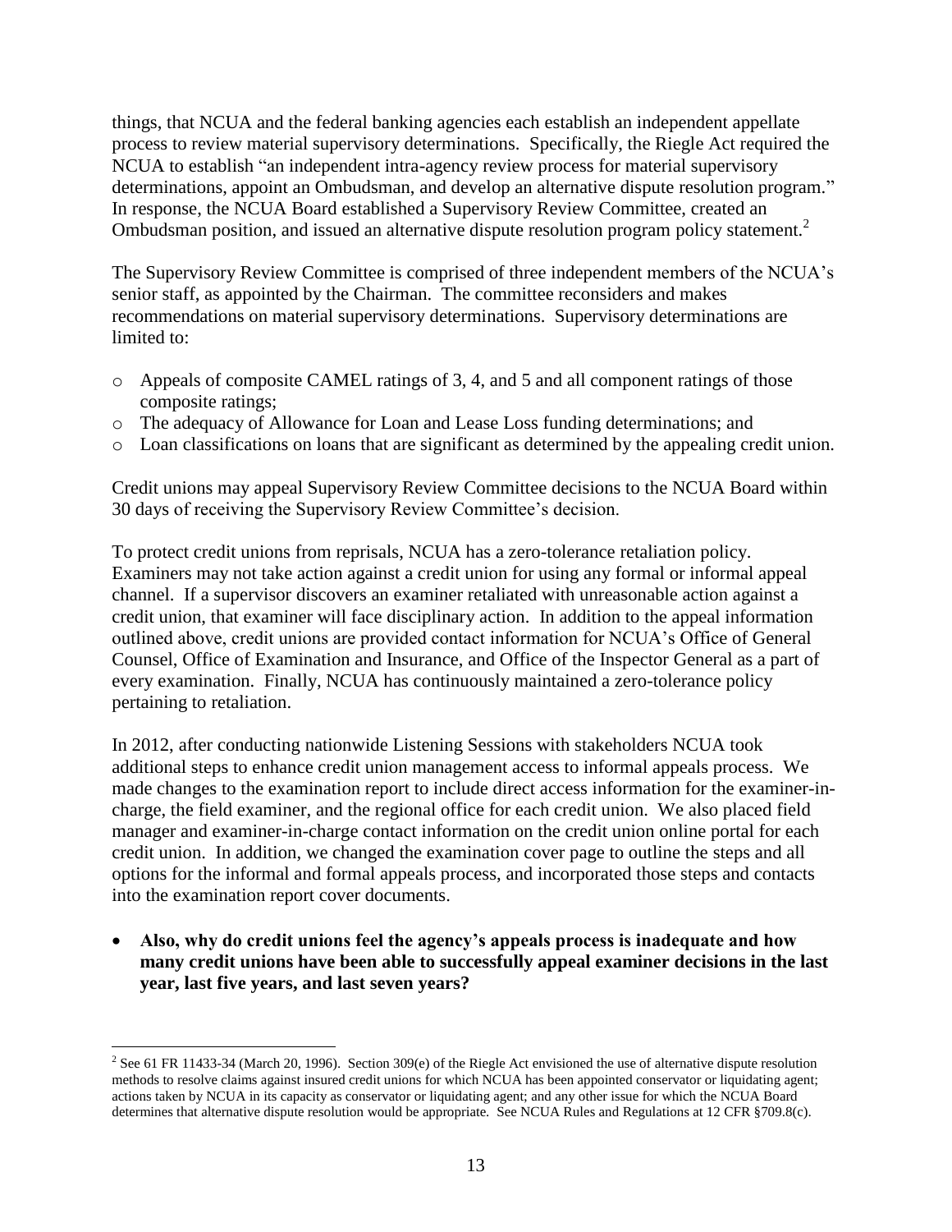things, that NCUA and the federal banking agencies each establish an independent appellate process to review material supervisory determinations. Specifically, the Riegle Act required the NCUA to establish "an independent intra-agency review process for material supervisory determinations, appoint an Ombudsman, and develop an alternative dispute resolution program." In response, the NCUA Board established a Supervisory Review Committee, created an Ombudsman position, and issued an alternative dispute resolution program policy statement.[2]

The Supervisory Review Committee is comprised of three independent members of the NCUA's senior staff, as appointed by the Chairman. The committee reconsiders and makes recommendations on material supervisory determinations. Supervisory determinations are limited to:

- Appeals of composite CAMEL ratings of 3, 4, and 5 and all component ratings of those composite ratings;
- The adequacy of Allowance for Loan and Lease Loss funding determinations; and
- Loan classifications on loans that are significant as determined by the appealing credit union.

Credit unions may appeal Supervisory Review Committee decisions to the NCUA Board within 30 days of receiving the Supervisory Review Committee's decision.

To protect credit unions from reprisals, NCUA has a zero-tolerance retaliation policy. Examiners may not take action against a credit union for using any formal or informal appeal channel. If a supervisor discovers an examiner retaliated with unreasonable action against a credit union, that examiner will face disciplinary action. In addition to the appeal information outlined above, credit unions are provided contact information for NCUA's Office of General Counsel, Office of Examination and Insurance, and Office of the Inspector General as a part of every examination. Finally, NCUA has continuously maintained a zero-tolerance policy pertaining to retaliation.

In 2012, after conducting nationwide Listening Sessions with stakeholders NCUA took additional steps to enhance credit union management access to informal appeals process. We made changes to the examination report to include direct access information for the examiner-in-charge, the field examiner, and the regional office for each credit union. We also placed field manager and examiner-in-charge contact information on the credit union online portal for each credit union. In addition, we changed the examination cover page to outline the steps and all options for the informal and formal appeals process, and incorporated those steps and contacts into the examination report cover documents.

- **Also, why do credit unions feel the agency's appeals process is inadequate and how many credit unions have been able to successfully appeal examiner decisions in the last year, last five years, and last seven years?**

---

[2] See 61 FR 11433-34 (March 20, 1996). Section 309(e) of the Riegle Act envisioned the use of alternative dispute resolution methods to resolve claims against insured credit unions for which NCUA has been appointed conservator or liquidating agent; actions taken by NCUA in its capacity as conservator or liquidating agent; and any other issue for which the NCUA Board determines that alternative dispute resolution would be appropriate. See NCUA Rules and Regulations at 12 CFR §709.8(c).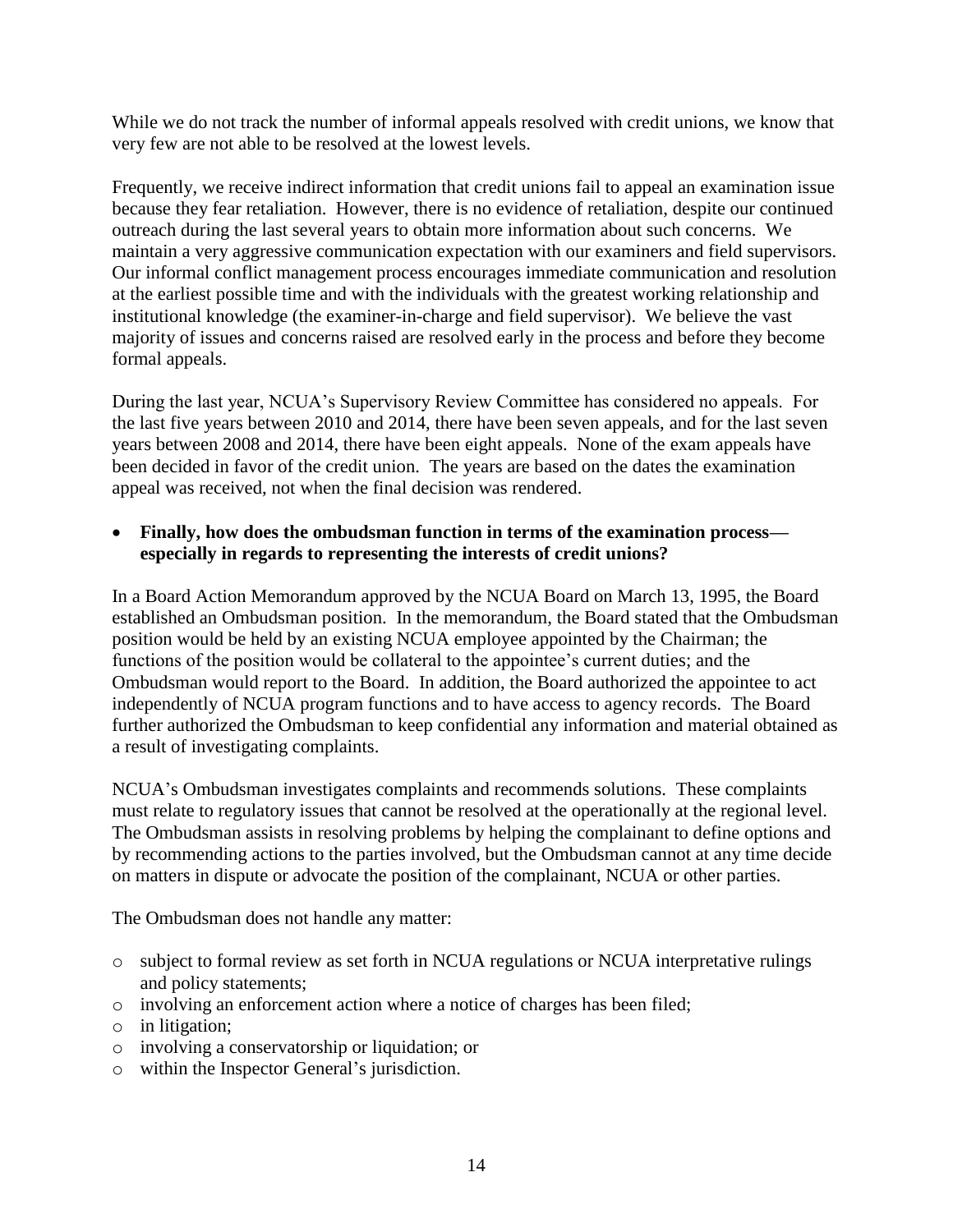While we do not track the number of informal appeals resolved with credit unions, we know that very few are not able to be resolved at the lowest levels.

Frequently, we receive indirect information that credit unions fail to appeal an examination issue because they fear retaliation. However, there is no evidence of retaliation, despite our continued outreach during the last several years to obtain more information about such concerns. We maintain a very aggressive communication expectation with our examiners and field supervisors. Our informal conflict management process encourages immediate communication and resolution at the earliest possible time and with the individuals with the greatest working relationship and institutional knowledge (the examiner-in-charge and field supervisor). We believe the vast majority of issues and concerns raised are resolved early in the process and before they become formal appeals.

During the last year, NCUA's Supervisory Review Committee has considered no appeals. For the last five years between 2010 and 2014, there have been seven appeals, and for the last seven years between 2008 and 2014, there have been eight appeals. None of the exam appeals have been decided in favor of the credit union. The years are based on the dates the examination appeal was received, not when the final decision was rendered.

- **Finally, how does the ombudsman function in terms of the examination process—especially in regards to representing the interests of credit unions?**

In a Board Action Memorandum approved by the NCUA Board on March 13, 1995, the Board established an Ombudsman position. In the memorandum, the Board stated that the Ombudsman position would be held by an existing NCUA employee appointed by the Chairman; the functions of the position would be collateral to the appointee's current duties; and the Ombudsman would report to the Board. In addition, the Board authorized the appointee to act independently of NCUA program functions and to have access to agency records. The Board further authorized the Ombudsman to keep confidential any information and material obtained as a result of investigating complaints.

NCUA's Ombudsman investigates complaints and recommends solutions. These complaints must relate to regulatory issues that cannot be resolved at the operationally at the regional level. The Ombudsman assists in resolving problems by helping the complainant to define options and by recommending actions to the parties involved, but the Ombudsman cannot at any time decide on matters in dispute or advocate the position of the complainant, NCUA or other parties.

The Ombudsman does not handle any matter:

- subject to formal review as set forth in NCUA regulations or NCUA interpretative rulings and policy statements;
- involving an enforcement action where a notice of charges has been filed;
- in litigation;
- involving a conservatorship or liquidation; or
- within the Inspector General's jurisdiction.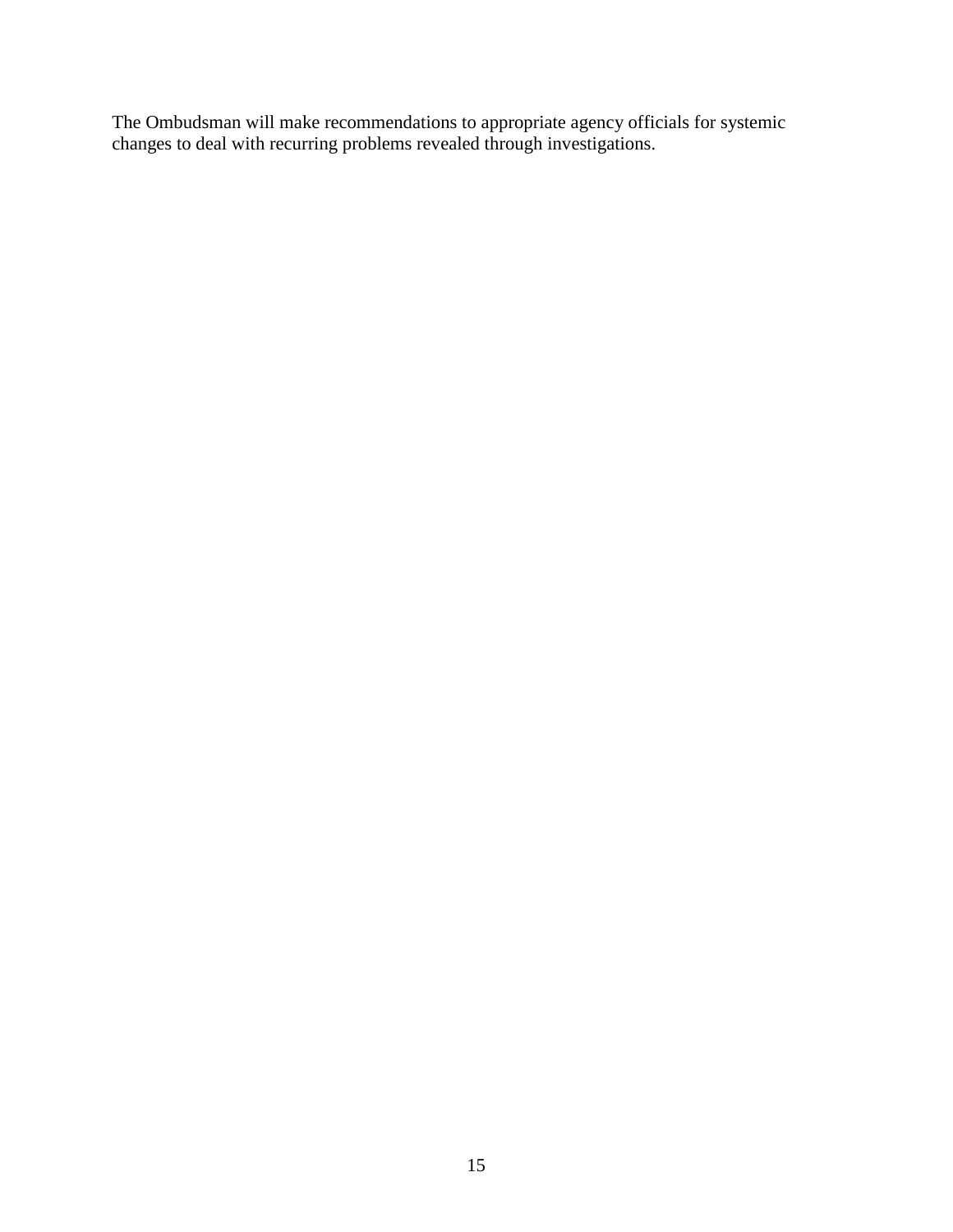The Ombudsman will make recommendations to appropriate agency officials for systemic changes to deal with recurring problems revealed through investigations.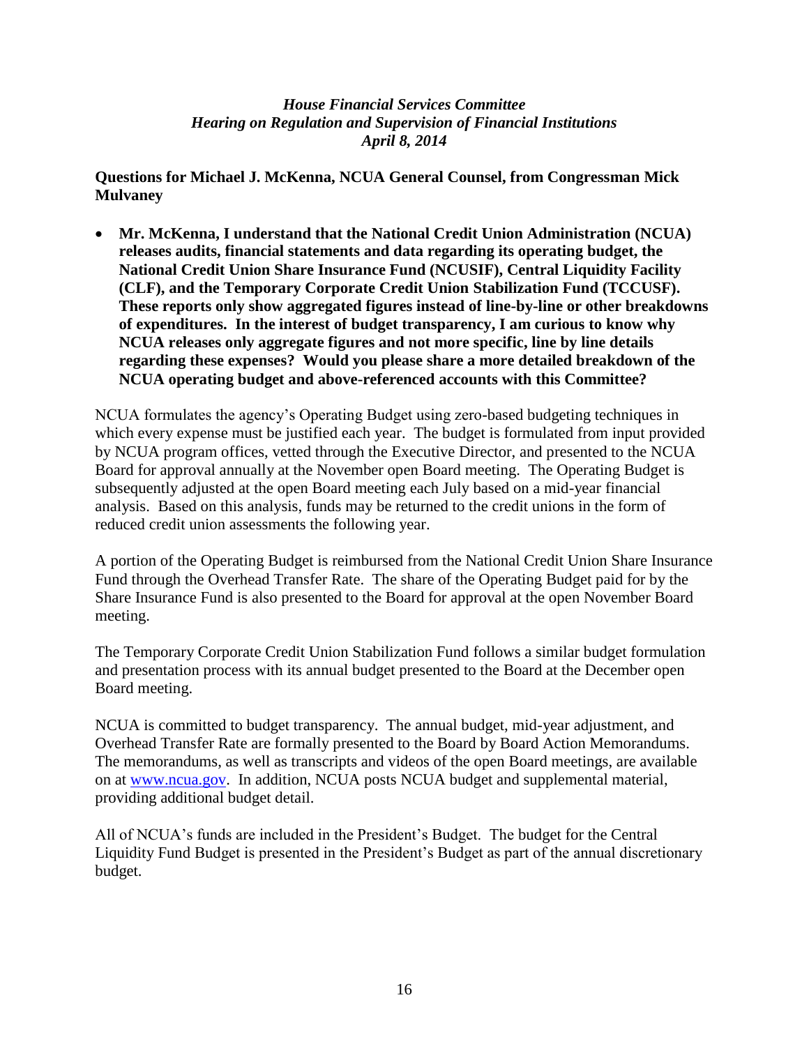*House Financial Services Committee*
*Hearing on Regulation and Supervision of Financial Institutions*
*April 8, 2014*

**Questions for Michael J. McKenna, NCUA General Counsel, from Congressman Mick Mulvaney**

- **Mr. McKenna, I understand that the National Credit Union Administration (NCUA) releases audits, financial statements and data regarding its operating budget, the National Credit Union Share Insurance Fund (NCUSIF), Central Liquidity Facility (CLF), and the Temporary Corporate Credit Union Stabilization Fund (TCCUSF). These reports only show aggregated figures instead of line-by-line or other breakdowns of expenditures. In the interest of budget transparency, I am curious to know why NCUA releases only aggregate figures and not more specific, line by line details regarding these expenses? Would you please share a more detailed breakdown of the NCUA operating budget and above-referenced accounts with this Committee?**

NCUA formulates the agency's Operating Budget using zero-based budgeting techniques in which every expense must be justified each year. The budget is formulated from input provided by NCUA program offices, vetted through the Executive Director, and presented to the NCUA Board for approval annually at the November open Board meeting. The Operating Budget is subsequently adjusted at the open Board meeting each July based on a mid-year financial analysis. Based on this analysis, funds may be returned to the credit unions in the form of reduced credit union assessments the following year.

A portion of the Operating Budget is reimbursed from the National Credit Union Share Insurance Fund through the Overhead Transfer Rate. The share of the Operating Budget paid for by the Share Insurance Fund is also presented to the Board for approval at the open November Board meeting.

The Temporary Corporate Credit Union Stabilization Fund follows a similar budget formulation and presentation process with its annual budget presented to the Board at the December open Board meeting.

NCUA is committed to budget transparency. The annual budget, mid-year adjustment, and Overhead Transfer Rate are formally presented to the Board by Board Action Memorandums. The memorandums, as well as transcripts and videos of the open Board meetings, are available on at www.ncua.gov. In addition, NCUA posts NCUA budget and supplemental material, providing additional budget detail.

All of NCUA's funds are included in the President's Budget. The budget for the Central Liquidity Fund Budget is presented in the President's Budget as part of the annual discretionary budget.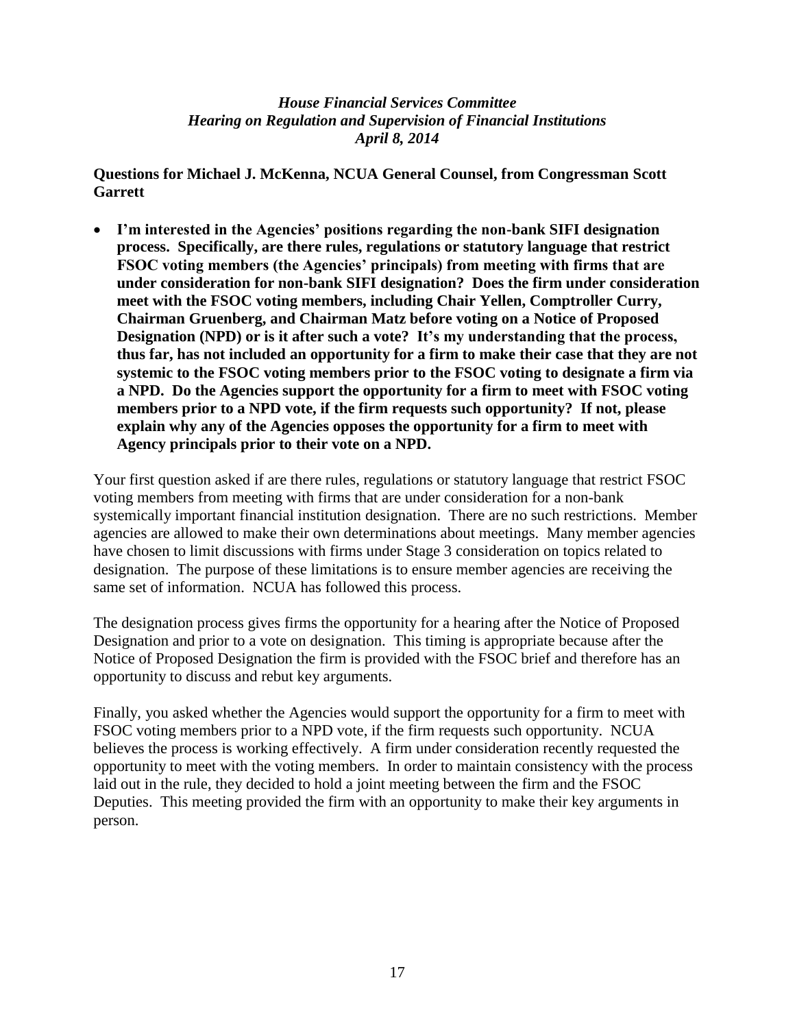*House Financial Services Committee*
*Hearing on Regulation and Supervision of Financial Institutions*
*April 8, 2014*

**Questions for Michael J. McKenna, NCUA General Counsel, from Congressman Scott Garrett**

- **I'm interested in the Agencies' positions regarding the non-bank SIFI designation process. Specifically, are there rules, regulations or statutory language that restrict FSOC voting members (the Agencies' principals) from meeting with firms that are under consideration for non-bank SIFI designation? Does the firm under consideration meet with the FSOC voting members, including Chair Yellen, Comptroller Curry, Chairman Gruenberg, and Chairman Matz before voting on a Notice of Proposed Designation (NPD) or is it after such a vote? It's my understanding that the process, thus far, has not included an opportunity for a firm to make their case that they are not systemic to the FSOC voting members prior to the FSOC voting to designate a firm via a NPD. Do the Agencies support the opportunity for a firm to meet with FSOC voting members prior to a NPD vote, if the firm requests such opportunity? If not, please explain why any of the Agencies opposes the opportunity for a firm to meet with Agency principals prior to their vote on a NPD.**

Your first question asked if are there rules, regulations or statutory language that restrict FSOC voting members from meeting with firms that are under consideration for a non-bank systemically important financial institution designation. There are no such restrictions. Member agencies are allowed to make their own determinations about meetings. Many member agencies have chosen to limit discussions with firms under Stage 3 consideration on topics related to designation. The purpose of these limitations is to ensure member agencies are receiving the same set of information. NCUA has followed this process.

The designation process gives firms the opportunity for a hearing after the Notice of Proposed Designation and prior to a vote on designation. This timing is appropriate because after the Notice of Proposed Designation the firm is provided with the FSOC brief and therefore has an opportunity to discuss and rebut key arguments.

Finally, you asked whether the Agencies would support the opportunity for a firm to meet with FSOC voting members prior to a NPD vote, if the firm requests such opportunity. NCUA believes the process is working effectively. A firm under consideration recently requested the opportunity to meet with the voting members. In order to maintain consistency with the process laid out in the rule, they decided to hold a joint meeting between the firm and the FSOC Deputies. This meeting provided the firm with an opportunity to make their key arguments in person.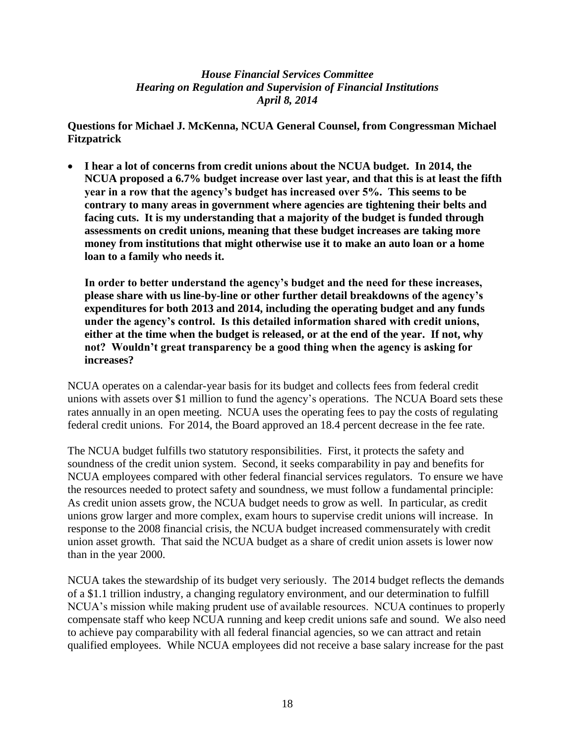*House Financial Services Committee*
*Hearing on Regulation and Supervision of Financial Institutions*
*April 8, 2014*

**Questions for Michael J. McKenna, NCUA General Counsel, from Congressman Michael Fitzpatrick**

- **I hear a lot of concerns from credit unions about the NCUA budget. In 2014, the NCUA proposed a 6.7% budget increase over last year, and that this is at least the fifth year in a row that the agency's budget has increased over 5%. This seems to be contrary to many areas in government where agencies are tightening their belts and facing cuts. It is my understanding that a majority of the budget is funded through assessments on credit unions, meaning that these budget increases are taking more money from institutions that might otherwise use it to make an auto loan or a home loan to a family who needs it.**

  **In order to better understand the agency's budget and the need for these increases, please share with us line-by-line or other further detail breakdowns of the agency's expenditures for both 2013 and 2014, including the operating budget and any funds under the agency's control. Is this detailed information shared with credit unions, either at the time when the budget is released, or at the end of the year. If not, why not? Wouldn't great transparency be a good thing when the agency is asking for increases?**

NCUA operates on a calendar-year basis for its budget and collects fees from federal credit unions with assets over $1 million to fund the agency's operations. The NCUA Board sets these rates annually in an open meeting. NCUA uses the operating fees to pay the costs of regulating federal credit unions. For 2014, the Board approved an 18.4 percent decrease in the fee rate.

The NCUA budget fulfills two statutory responsibilities. First, it protects the safety and soundness of the credit union system. Second, it seeks comparability in pay and benefits for NCUA employees compared with other federal financial services regulators. To ensure we have the resources needed to protect safety and soundness, we must follow a fundamental principle: As credit union assets grow, the NCUA budget needs to grow as well. In particular, as credit unions grow larger and more complex, exam hours to supervise credit unions will increase. In response to the 2008 financial crisis, the NCUA budget increased commensurately with credit union asset growth. That said the NCUA budget as a share of credit union assets is lower now than in the year 2000.

NCUA takes the stewardship of its budget very seriously. The 2014 budget reflects the demands of a $1.1 trillion industry, a changing regulatory environment, and our determination to fulfill NCUA's mission while making prudent use of available resources. NCUA continues to properly compensate staff who keep NCUA running and keep credit unions safe and sound. We also need to achieve pay comparability with all federal financial agencies, so we can attract and retain qualified employees. While NCUA employees did not receive a base salary increase for the past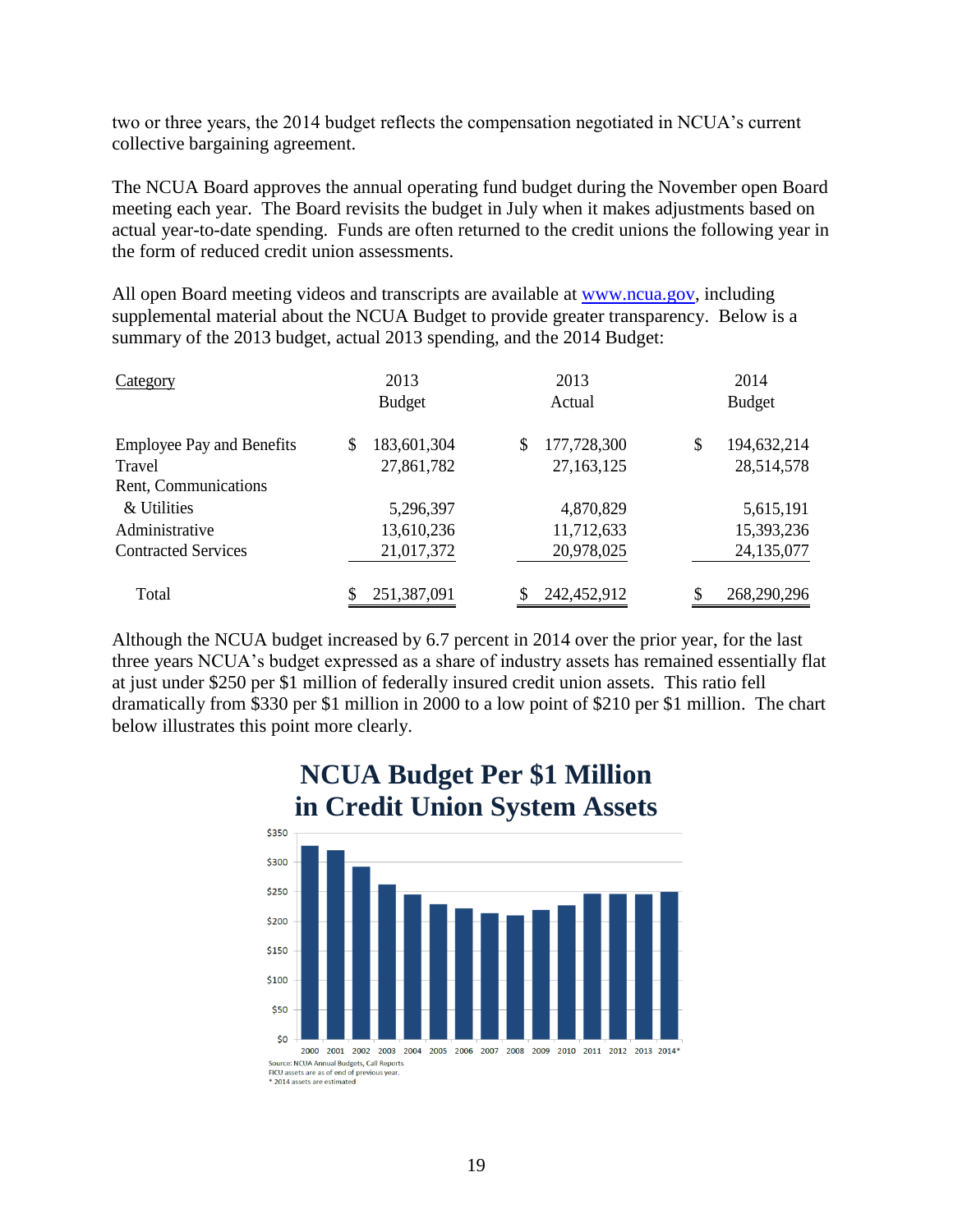two or three years, the 2014 budget reflects the compensation negotiated in NCUA's current collective bargaining agreement.

The NCUA Board approves the annual operating fund budget during the November open Board meeting each year. The Board revisits the budget in July when it makes adjustments based on actual year-to-date spending. Funds are often returned to the credit unions the following year in the form of reduced credit union assessments.

All open Board meeting videos and transcripts are available at [www.ncua.gov](http://www.ncua.gov), including supplemental material about the NCUA Budget to provide greater transparency. Below is a summary of the 2013 budget, actual 2013 spending, and the 2014 Budget:

| Category | 2013 Budget | 2013 Actual | 2014 Budget |
|---|---|---|---|
| Employee Pay and Benefits | $ 183,601,304 | $ 177,728,300 | $ 194,632,214 |
| Travel | 27,861,782 | 27,163,125 | 28,514,578 |
| Rent, Communications & Utilities | 5,296,397 | 4,870,829 | 5,615,191 |
| Administrative | 13,610,236 | 11,712,633 | 15,393,236 |
| Contracted Services | 21,017,372 | 20,978,025 | 24,135,077 |
| Total | $ 251,387,091 | $ 242,452,912 | $ 268,290,296 |

Although the NCUA budget increased by 6.7 percent in 2014 over the prior year, for the last three years NCUA's budget expressed as a share of industry assets has remained essentially flat at just under $250 per $1 million of federally insured credit union assets. This ratio fell dramatically from $330 per $1 million in 2000 to a low point of $210 per $1 million. The chart below illustrates this point more clearly.

**NCUA Budget Per $1 Million in Credit Union System Assets**

Source: NCUA Annual Budgets, Call Reports
FICU assets are as of end of previous year.
* 2014 assets are estimated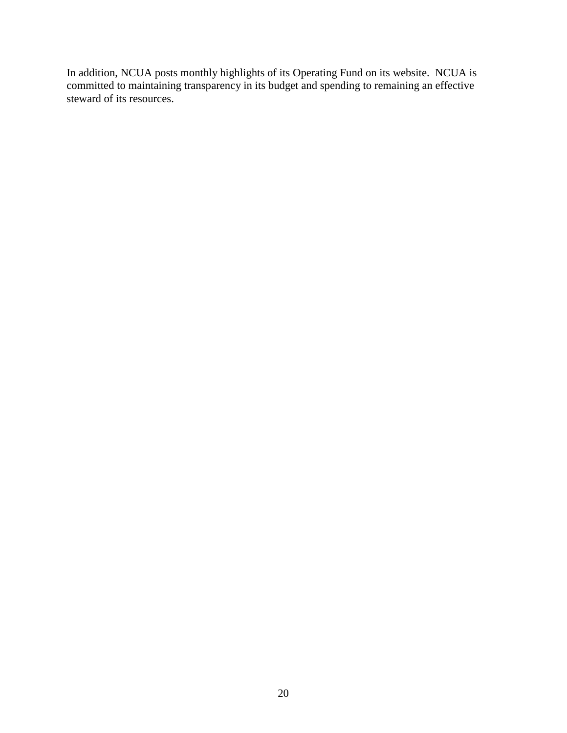In addition, NCUA posts monthly highlights of its Operating Fund on its website. NCUA is committed to maintaining transparency in its budget and spending to remaining an effective steward of its resources.